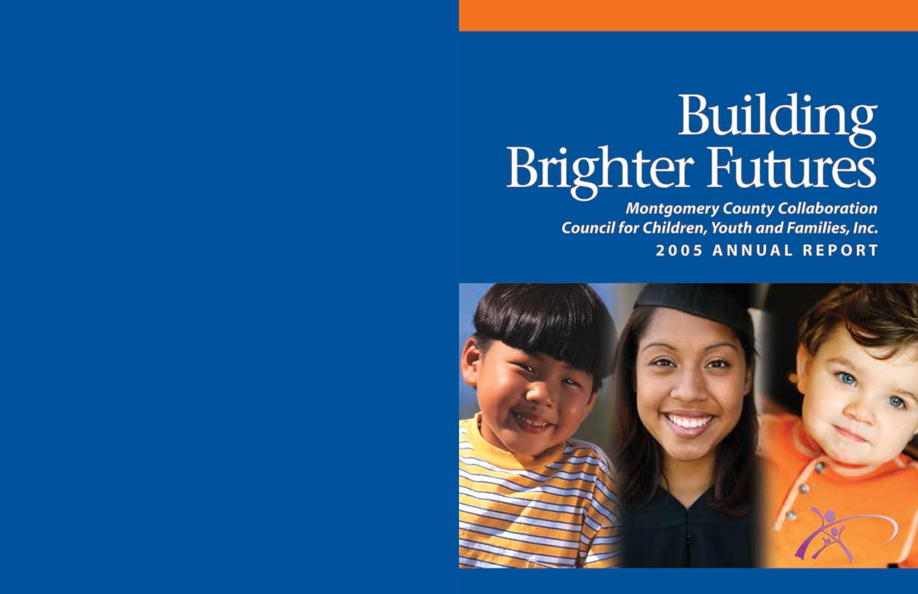# Building Brighter Futures

***Montgomery County Collaboration Council for Children, Youth and Families, Inc.***

**2005 ANNUAL REPORT**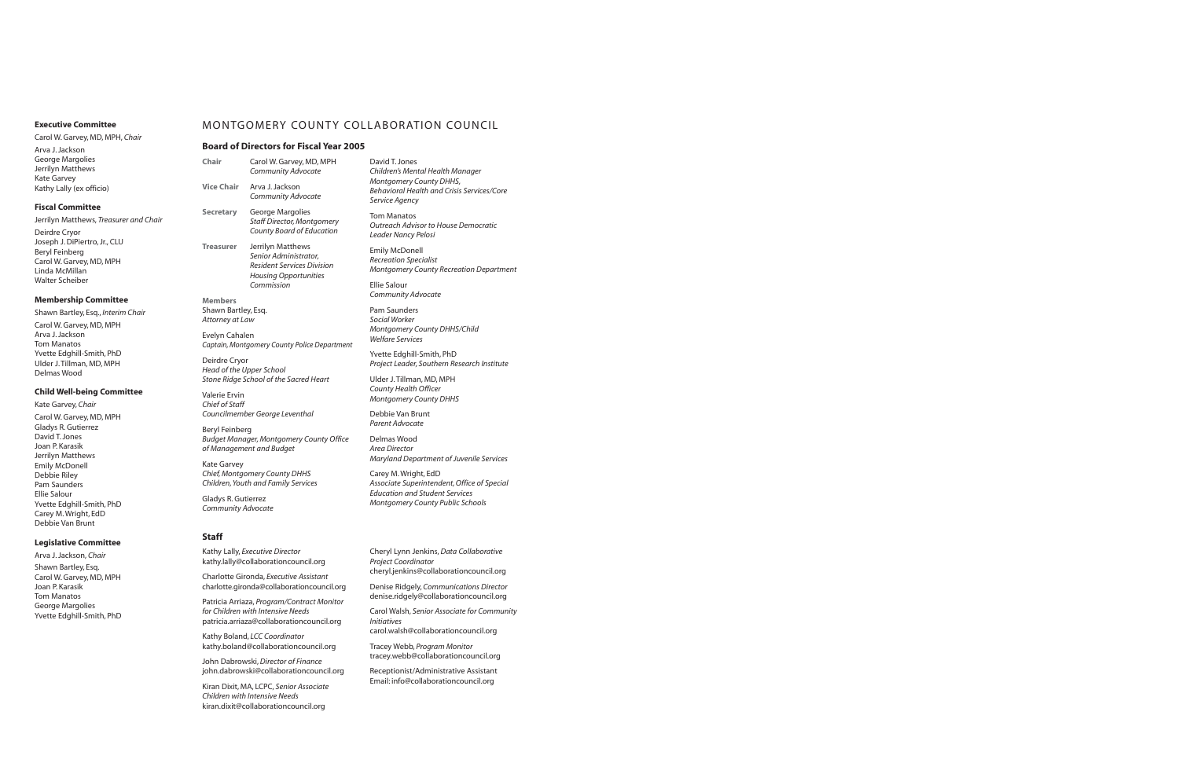# MONTGOMERY COUNTY COLLABORATION COUNCIL

## Board of Directors for Fiscal Year 2005

**Chair** Carol W. Garvey, MD, MPH
*Community Advocate*

**Vice Chair** Arva J. Jackson
*Community Advocate*

**Secretary** George Margolies
*Staff Director, Montgomery County Board of Education*

**Treasurer** Jerrilyn Matthews
*Senior Administrator, Resident Services Division Housing Opportunities Commission*

**Members**

Shawn Bartley, Esq.
*Attorney at Law*

Evelyn Cahalen
*Captain, Montgomery County Police Department*

Deirdre Cryor
*Head of the Upper School Stone Ridge School of the Sacred Heart*

Valerie Ervin
*Chief of Staff Councilmember George Leventhal*

Beryl Feinberg
*Budget Manager, Montgomery County Office of Management and Budget*

Kate Garvey
*Chief, Montgomery County DHHS Children, Youth and Family Services*

Gladys R. Gutierrez
*Community Advocate*

David T. Jones
*Children's Mental Health Manager Montgomery County DHHS, Behavioral Health and Crisis Services/Core Service Agency*

Tom Manatos
*Outreach Advisor to House Democratic Leader Nancy Pelosi*

Emily McDonell
*Recreation Specialist Montgomery County Recreation Department*

Ellie Salour
*Community Advocate*

Pam Saunders
*Social Worker Montgomery County DHHS/Child Welfare Services*

Yvette Edghill-Smith, PhD
*Project Leader, Southern Research Institute*

Ulder J. Tillman, MD, MPH
*County Health Officer Montgomery County DHHS*

Debbie Van Brunt
*Parent Advocate*

Delmas Wood
*Area Director Maryland Department of Juvenile Services*

Carey M. Wright, EdD
*Associate Superintendent, Office of Special Education and Student Services Montgomery County Public Schools*

## Staff

Kathy Lally, *Executive Director*
kathy.lally@collaborationcouncil.org

Charlotte Gironda, *Executive Assistant*
charlotte.gironda@collaborationcouncil.org

Patricia Arriaza, *Program/Contract Monitor for Children with Intensive Needs*
patricia.arriaza@collaborationcouncil.org

Kathy Boland, *LCC Coordinator*
kathy.boland@collaborationcouncil.org

John Dabrowski, *Director of Finance*
john.dabrowski@collaborationcouncil.org

Kiran Dixit, MA, LCPC, *Senior Associate Children with Intensive Needs*
kiran.dixit@collaborationcouncil.org

Cheryl Lynn Jenkins, *Data Collaborative Project Coordinator*
cheryl.jenkins@collaborationcouncil.org

Denise Ridgely, *Communications Director*
denise.ridgely@collaborationcouncil.org

Carol Walsh, *Senior Associate for Community Initiatives*
carol.walsh@collaborationcouncil.org

Tracey Webb, *Program Monitor*
tracey.webb@collaborationcouncil.org

Receptionist/Administrative Assistant
Email: info@collaborationcouncil.org

### Executive Committee

Carol W. Garvey, MD, MPH, *Chair*

- Arva J. Jackson
- George Margolies
- Jerrilyn Matthews
- Kate Garvey
- Kathy Lally (ex officio)

### Fiscal Committee

Jerrilyn Matthews, *Treasurer and Chair*

- Deirdre Cryor
- Joseph J. DiPiertro, Jr., CLU
- Beryl Feinberg
- Carol W. Garvey, MD, MPH
- Linda McMillan
- Walter Scheiber

### Membership Committee

Shawn Bartley, Esq., *Interim Chair*

- Carol W. Garvey, MD, MPH
- Arva J. Jackson
- Tom Manatos
- Yvette Edghill-Smith, PhD
- Ulder J. Tillman, MD, MPH
- Delmas Wood

### Child Well-being Committee

Kate Garvey, *Chair*

- Carol W. Garvey, MD, MPH
- Gladys R. Gutierrez
- David T. Jones
- Joan P. Karasik
- Jerrilyn Matthews
- Emily McDonell
- Debbie Riley
- Pam Saunders
- Ellie Salour
- Yvette Edghill-Smith, PhD
- Carey M. Wright, EdD
- Debbie Van Brunt

### Legislative Committee

Arva J. Jackson, *Chair*

- Shawn Bartley, Esq.
- Carol W. Garvey, MD, MPH
- Joan P. Karasik
- Tom Manatos
- George Margolies
- Yvette Edghill-Smith, PhD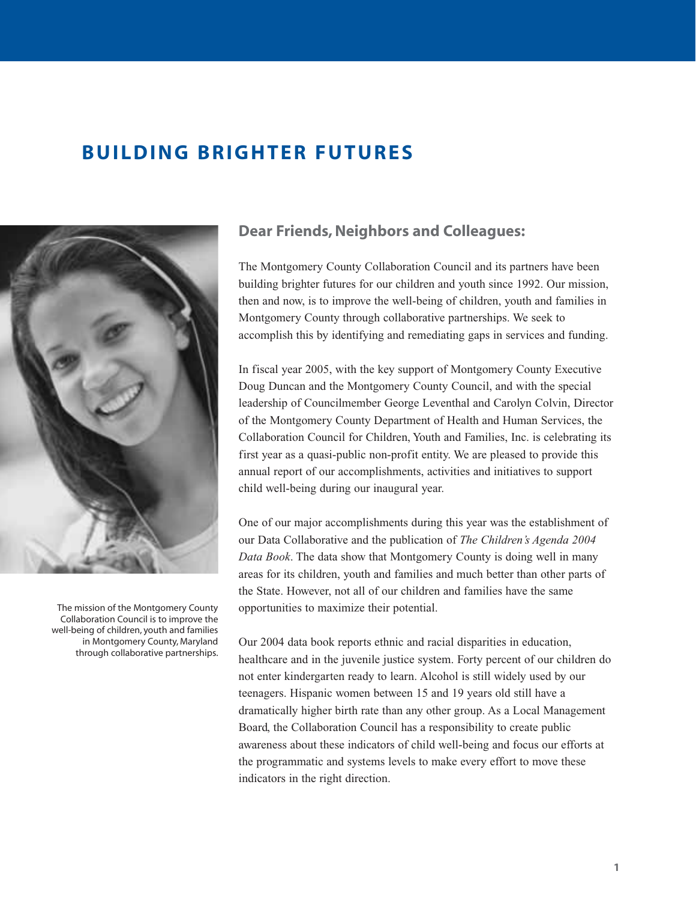# BUILDING BRIGHTER FUTURES

The mission of the Montgomery County Collaboration Council is to improve the well-being of children, youth and families in Montgomery County, Maryland through collaborative partnerships.

## Dear Friends, Neighbors and Colleagues:

The Montgomery County Collaboration Council and its partners have been building brighter futures for our children and youth since 1992. Our mission, then and now, is to improve the well-being of children, youth and families in Montgomery County through collaborative partnerships. We seek to accomplish this by identifying and remediating gaps in services and funding.

In fiscal year 2005, with the key support of Montgomery County Executive Doug Duncan and the Montgomery County Council, and with the special leadership of Councilmember George Leventhal and Carolyn Colvin, Director of the Montgomery County Department of Health and Human Services, the Collaboration Council for Children, Youth and Families, Inc. is celebrating its first year as a quasi-public non-profit entity. We are pleased to provide this annual report of our accomplishments, activities and initiatives to support child well-being during our inaugural year.

One of our major accomplishments during this year was the establishment of our Data Collaborative and the publication of *The Children's Agenda 2004 Data Book*. The data show that Montgomery County is doing well in many areas for its children, youth and families and much better than other parts of the State. However, not all of our children and families have the same opportunities to maximize their potential.

Our 2004 data book reports ethnic and racial disparities in education, healthcare and in the juvenile justice system. Forty percent of our children do not enter kindergarten ready to learn. Alcohol is still widely used by our teenagers. Hispanic women between 15 and 19 years old still have a dramatically higher birth rate than any other group. As a Local Management Board, the Collaboration Council has a responsibility to create public awareness about these indicators of child well-being and focus our efforts at the programmatic and systems levels to make every effort to move these indicators in the right direction.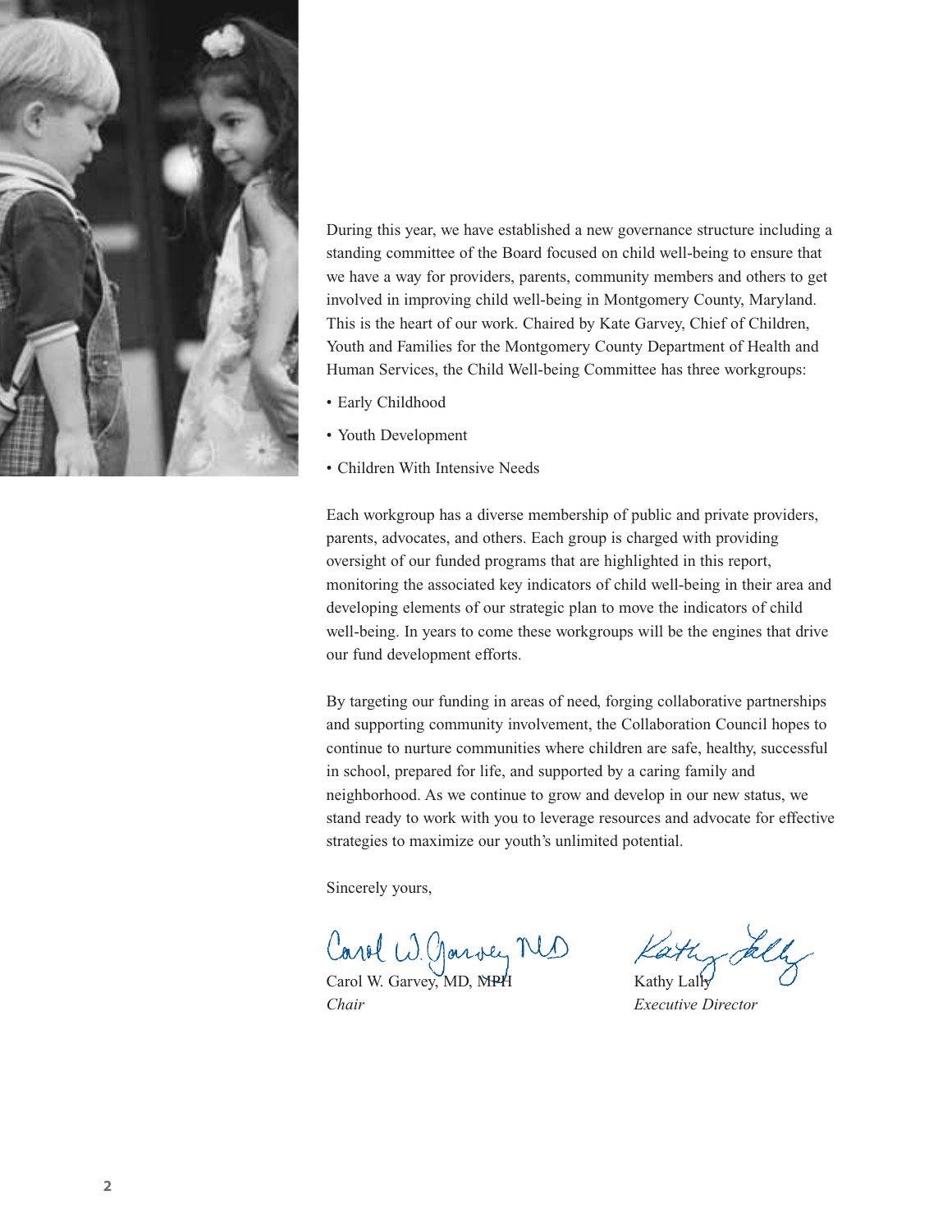During this year, we have established a new governance structure including a standing committee of the Board focused on child well-being to ensure that we have a way for providers, parents, community members and others to get involved in improving child well-being in Montgomery County, Maryland. This is the heart of our work. Chaired by Kate Garvey, Chief of Children, Youth and Families for the Montgomery County Department of Health and Human Services, the Child Well-being Committee has three workgroups:

- Early Childhood
- Youth Development
- Children With Intensive Needs

Each workgroup has a diverse membership of public and private providers, parents, advocates, and others. Each group is charged with providing oversight of our funded programs that are highlighted in this report, monitoring the associated key indicators of child well-being in their area and developing elements of our strategic plan to move the indicators of child well-being. In years to come these workgroups will be the engines that drive our fund development efforts.

By targeting our funding in areas of need, forging collaborative partnerships and supporting community involvement, the Collaboration Council hopes to continue to nurture communities where children are safe, healthy, successful in school, prepared for life, and supported by a caring family and neighborhood. As we continue to grow and develop in our new status, we stand ready to work with you to leverage resources and advocate for effective strategies to maximize our youth's unlimited potential.

Sincerely yours,

Carol W. Garvey, MD, MPH
*Chair*

Kathy Lally
*Executive Director*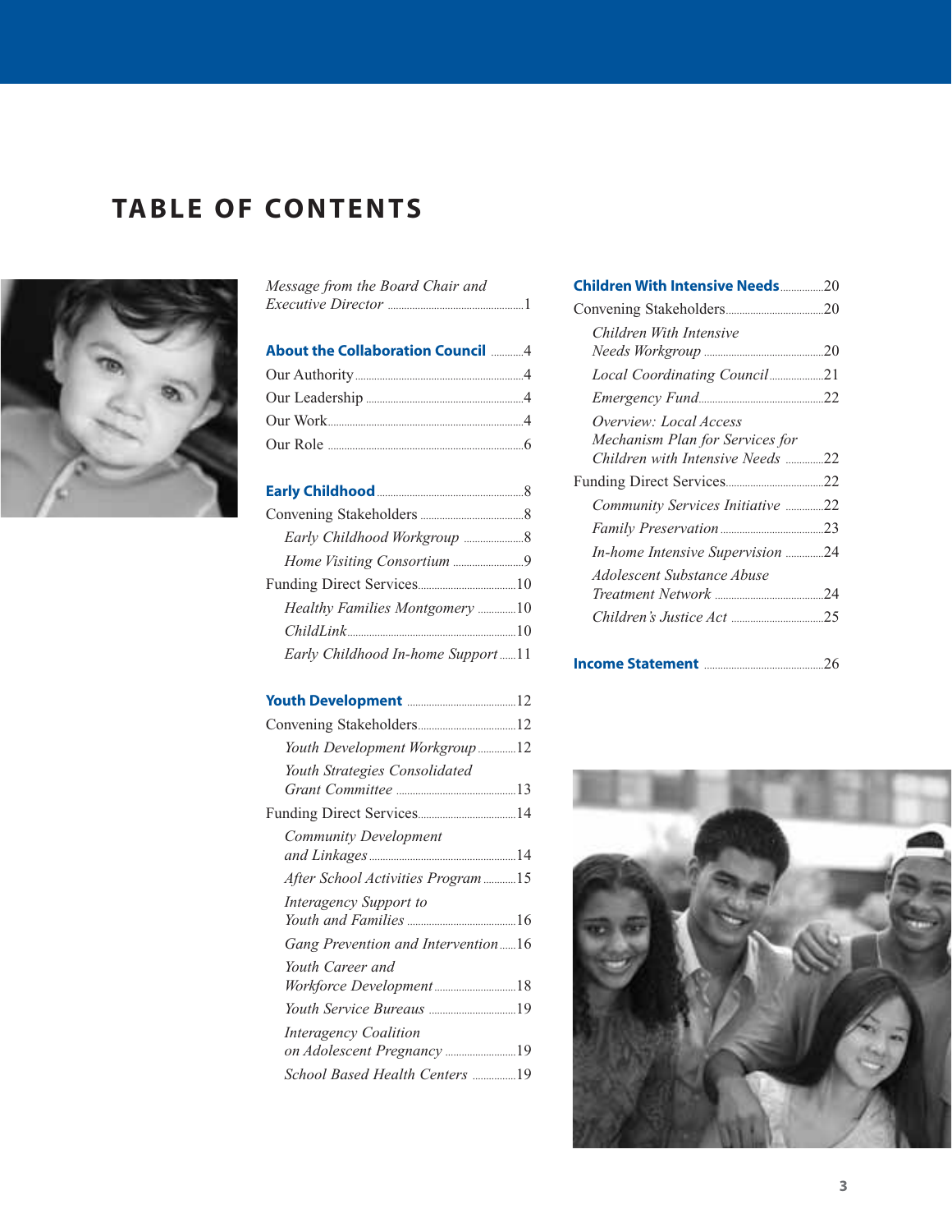# TABLE OF CONTENTS

*Message from the Board Chair and Executive Director* .......... 1

**About the Collaboration Council** .......... 4

Our Authority .......... 4

Our Leadership .......... 4

Our Work .......... 4

Our Role .......... 6

**Early Childhood** .......... 8

Convening Stakeholders .......... 8

- *Early Childhood Workgroup* .......... 8
- *Home Visiting Consortium* .......... 9

Funding Direct Services .......... 10

- *Healthy Families Montgomery* .......... 10
- *ChildLink* .......... 10
- *Early Childhood In-home Support* .......... 11

**Youth Development** .......... 12

Convening Stakeholders .......... 12

- *Youth Development Workgroup* .......... 12
- *Youth Strategies Consolidated Grant Committee* .......... 13

Funding Direct Services .......... 14

- *Community Development and Linkages* .......... 14
- *After School Activities Program* .......... 15
- *Interagency Support to Youth and Families* .......... 16
- *Gang Prevention and Intervention* .......... 16
- *Youth Career and Workforce Development* .......... 18
- *Youth Service Bureaus* .......... 19
- *Interagency Coalition on Adolescent Pregnancy* .......... 19
- *School Based Health Centers* .......... 19

**Children With Intensive Needs** .......... 20

Convening Stakeholders .......... 20

- *Children With Intensive Needs Workgroup* .......... 20
- *Local Coordinating Council* .......... 21
- *Emergency Fund* .......... 22
- *Overview: Local Access Mechanism Plan for Services for Children with Intensive Needs* .......... 22

Funding Direct Services .......... 22

- *Community Services Initiative* .......... 22
- *Family Preservation* .......... 23
- *In-home Intensive Supervision* .......... 24
- *Adolescent Substance Abuse Treatment Network* .......... 24
- *Children's Justice Act* .......... 25

**Income Statement** .......... 26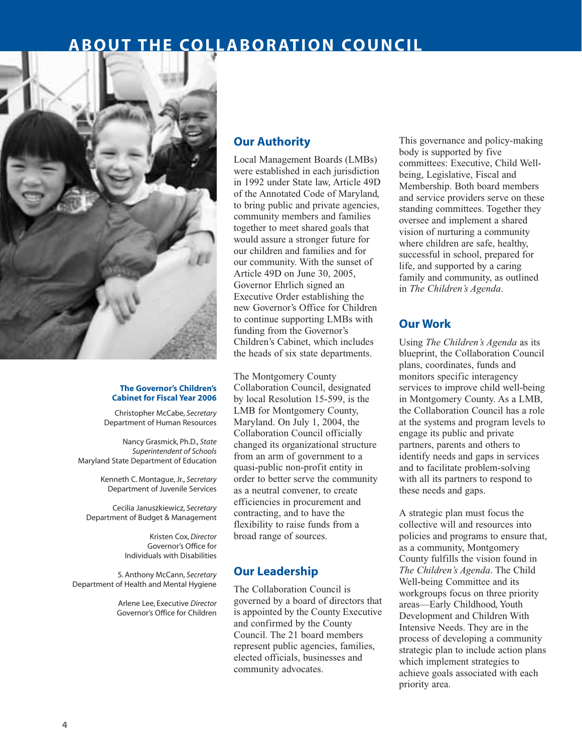# ABOUT THE COLLABORATION COUNCIL

**The Governor's Children's Cabinet for Fiscal Year 2006**

Christopher McCabe, *Secretary*
Department of Human Resources

Nancy Grasmick, Ph.D., *State Superintendent of Schools*
Maryland State Department of Education

Kenneth C. Montague, Jr., *Secretary*
Department of Juvenile Services

Cecilia Januszkiewicz, *Secretary*
Department of Budget & Management

Kristen Cox, *Director*
Governor's Office for Individuals with Disabilities

S. Anthony McCann, *Secretary*
Department of Health and Mental Hygiene

Arlene Lee, Executive *Director*
Governor's Office for Children

## Our Authority

Local Management Boards (LMBs) were established in each jurisdiction in 1992 under State law, Article 49D of the Annotated Code of Maryland, to bring public and private agencies, community members and families together to meet shared goals that would assure a stronger future for our children and families and for our community. With the sunset of Article 49D on June 30, 2005, Governor Ehrlich signed an Executive Order establishing the new Governor's Office for Children to continue supporting LMBs with funding from the Governor's Children's Cabinet, which includes the heads of six state departments.

The Montgomery County Collaboration Council, designated by local Resolution 15-599, is the LMB for Montgomery County, Maryland. On July 1, 2004, the Collaboration Council officially changed its organizational structure from an arm of government to a quasi-public non-profit entity in order to better serve the community as a neutral convener, to create efficiencies in procurement and contracting, and to have the flexibility to raise funds from a broad range of sources.

## Our Leadership

The Collaboration Council is governed by a board of directors that is appointed by the County Executive and confirmed by the County Council. The 21 board members represent public agencies, families, elected officials, businesses and community advocates.

This governance and policy-making body is supported by five committees: Executive, Child Well-being, Legislative, Fiscal and Membership. Both board members and service providers serve on these standing committees. Together they oversee and implement a shared vision of nurturing a community where children are safe, healthy, successful in school, prepared for life, and supported by a caring family and community, as outlined in *The Children's Agenda*.

## Our Work

Using *The Children's Agenda* as its blueprint, the Collaboration Council plans, coordinates, funds and monitors specific interagency services to improve child well-being in Montgomery County. As a LMB, the Collaboration Council has a role at the systems and program levels to engage its public and private partners, parents and others to identify needs and gaps in services and to facilitate problem-solving with all its partners to respond to these needs and gaps.

A strategic plan must focus the collective will and resources into policies and programs to ensure that, as a community, Montgomery County fulfills the vision found in *The Children's Agenda*. The Child Well-being Committee and its workgroups focus on three priority areas—Early Childhood, Youth Development and Children With Intensive Needs. They are in the process of developing a community strategic plan to include action plans which implement strategies to achieve goals associated with each priority area.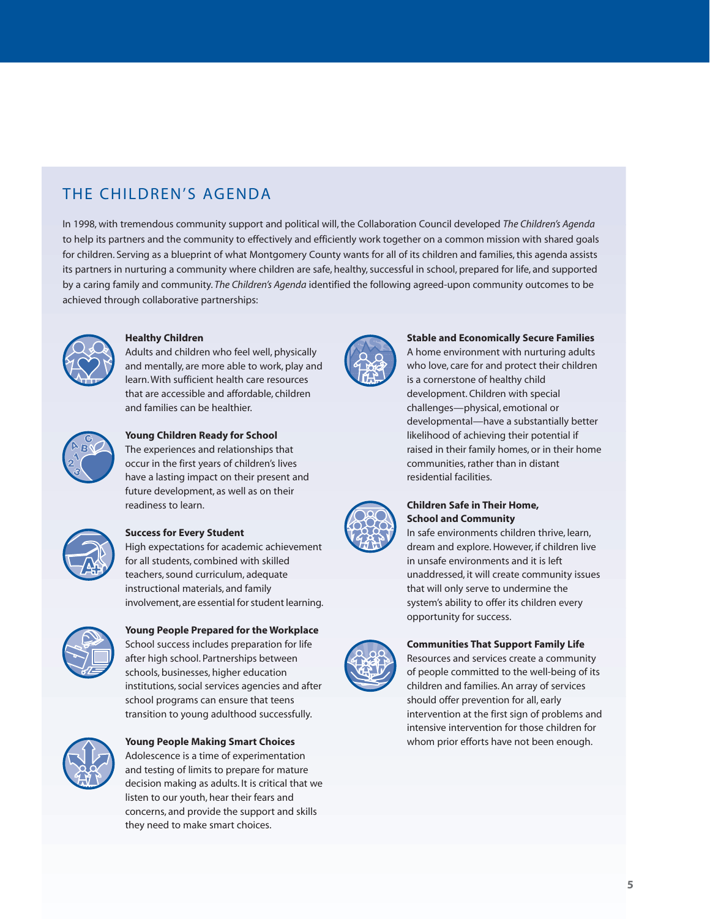## THE CHILDREN'S AGENDA

In 1998, with tremendous community support and political will, the Collaboration Council developed *The Children's Agenda* to help its partners and the community to effectively and efficiently work together on a common mission with shared goals for children. Serving as a blueprint of what Montgomery County wants for all of its children and families, this agenda assists its partners in nurturing a community where children are safe, healthy, successful in school, prepared for life, and supported by a caring family and community. *The Children's Agenda* identified the following agreed-upon community outcomes to be achieved through collaborative partnerships:

**Healthy Children**
Adults and children who feel well, physically and mentally, are more able to work, play and learn. With sufficient health care resources that are accessible and affordable, children and families can be healthier.

**Young Children Ready for School**
The experiences and relationships that occur in the first years of children's lives have a lasting impact on their present and future development, as well as on their readiness to learn.

**Success for Every Student**
High expectations for academic achievement for all students, combined with skilled teachers, sound curriculum, adequate instructional materials, and family involvement, are essential for student learning.

**Young People Prepared for the Workplace**
School success includes preparation for life after high school. Partnerships between schools, businesses, higher education institutions, social services agencies and after school programs can ensure that teens transition to young adulthood successfully.

**Young People Making Smart Choices**
Adolescence is a time of experimentation and testing of limits to prepare for mature decision making as adults. It is critical that we listen to our youth, hear their fears and concerns, and provide the support and skills they need to make smart choices.

**Stable and Economically Secure Families**
A home environment with nurturing adults who love, care for and protect their children is a cornerstone of healthy child development. Children with special challenges—physical, emotional or developmental—have a substantially better likelihood of achieving their potential if raised in their family homes, or in their home communities, rather than in distant residential facilities.

**Children Safe in Their Home, School and Community**
In safe environments children thrive, learn, dream and explore. However, if children live in unsafe environments and it is left unaddressed, it will create community issues that will only serve to undermine the system's ability to offer its children every opportunity for success.

**Communities That Support Family Life**
Resources and services create a community of people committed to the well-being of its children and families. An array of services should offer prevention for all, early intervention at the first sign of problems and intensive intervention for those children for whom prior efforts have not been enough.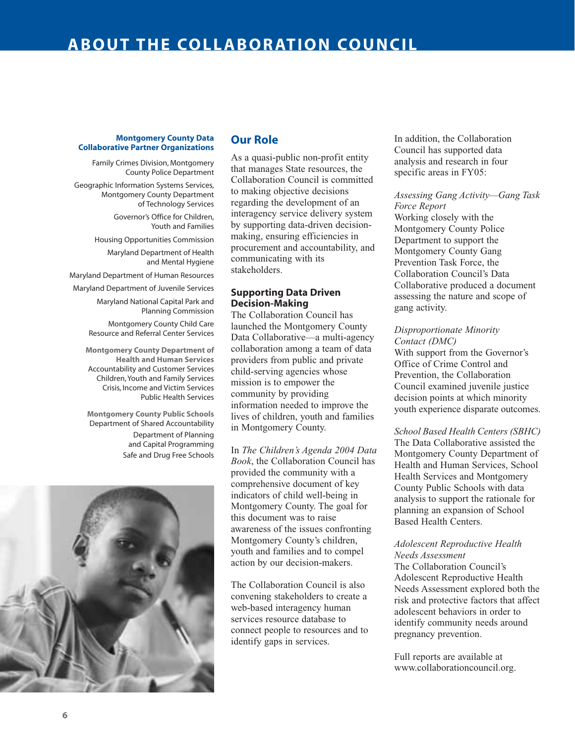# ABOUT THE COLLABORATION COUNCIL

**Montgomery County Data Collaborative Partner Organizations**

Family Crimes Division, Montgomery County Police Department

Geographic Information Systems Services, Montgomery County Department of Technology Services

Governor's Office for Children, Youth and Families

Housing Opportunities Commission

Maryland Department of Health and Mental Hygiene

Maryland Department of Human Resources

Maryland Department of Juvenile Services

Maryland National Capital Park and Planning Commission

Montgomery County Child Care Resource and Referral Center Services

**Montgomery County Department of Health and Human Services**
Accountability and Customer Services
Children, Youth and Family Services
Crisis, Income and Victim Services
Public Health Services

**Montgomery County Public Schools**
Department of Shared Accountability
Department of Planning and Capital Programming
Safe and Drug Free Schools

## Our Role

As a quasi-public non-profit entity that manages State resources, the Collaboration Council is committed to making objective decisions regarding the development of an interagency service delivery system by supporting data-driven decision-making, ensuring efficiencies in procurement and accountability, and communicating with its stakeholders.

### Supporting Data Driven Decision-Making

The Collaboration Council has launched the Montgomery County Data Collaborative—a multi-agency collaboration among a team of data providers from public and private child-serving agencies whose mission is to empower the community by providing information needed to improve the lives of children, youth and families in Montgomery County.

In *The Children's Agenda 2004 Data Book*, the Collaboration Council has provided the community with a comprehensive document of key indicators of child well-being in Montgomery County. The goal for this document was to raise awareness of the issues confronting Montgomery County's children, youth and families and to compel action by our decision-makers.

The Collaboration Council is also convening stakeholders to create a web-based interagency human services resource database to connect people to resources and to identify gaps in services.

In addition, the Collaboration Council has supported data analysis and research in four specific areas in FY05:

*Assessing Gang Activity—Gang Task Force Report*
Working closely with the Montgomery County Police Department to support the Montgomery County Gang Prevention Task Force, the Collaboration Council's Data Collaborative produced a document assessing the nature and scope of gang activity.

*Disproportionate Minority Contact (DMC)*
With support from the Governor's Office of Crime Control and Prevention, the Collaboration Council examined juvenile justice decision points at which minority youth experience disparate outcomes.

*School Based Health Centers (SBHC)*
The Data Collaborative assisted the Montgomery County Department of Health and Human Services, School Health Services and Montgomery County Public Schools with data analysis to support the rationale for planning an expansion of School Based Health Centers.

*Adolescent Reproductive Health Needs Assessment*
The Collaboration Council's Adolescent Reproductive Health Needs Assessment explored both the risk and protective factors that affect adolescent behaviors in order to identify community needs around pregnancy prevention.

Full reports are available at www.collaborationcouncil.org.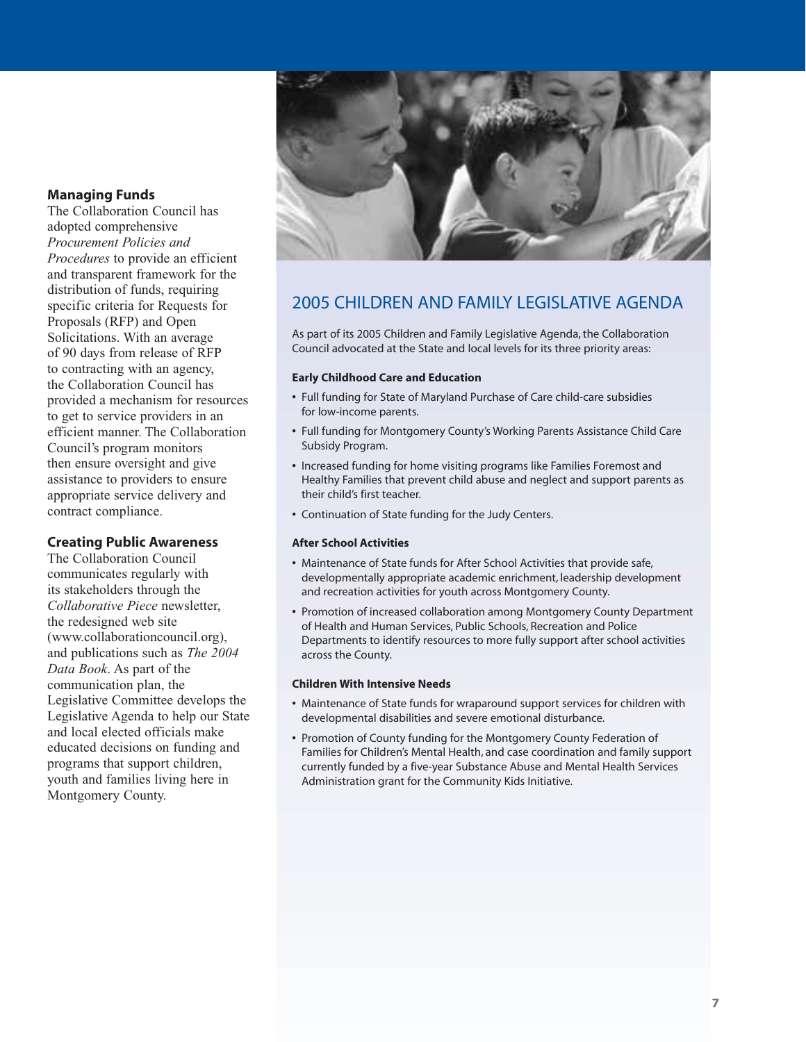### Managing Funds

The Collaboration Council has adopted comprehensive *Procurement Policies and Procedures* to provide an efficient and transparent framework for the distribution of funds, requiring specific criteria for Requests for Proposals (RFP) and Open Solicitations. With an average of 90 days from release of RFP to contracting with an agency, the Collaboration Council has provided a mechanism for resources to get to service providers in an efficient manner. The Collaboration Council's program monitors then ensure oversight and give assistance to providers to ensure appropriate service delivery and contract compliance.

### Creating Public Awareness

The Collaboration Council communicates regularly with its stakeholders through the *Collaborative Piece* newsletter, the redesigned web site (www.collaborationcouncil.org), and publications such as *The 2004 Data Book*. As part of the communication plan, the Legislative Committee develops the Legislative Agenda to help our State and local elected officials make educated decisions on funding and programs that support children, youth and families living here in Montgomery County.

## 2005 CHILDREN AND FAMILY LEGISLATIVE AGENDA

As part of its 2005 Children and Family Legislative Agenda, the Collaboration Council advocated at the State and local levels for its three priority areas:

**Early Childhood Care and Education**

- Full funding for State of Maryland Purchase of Care child-care subsidies for low-income parents.
- Full funding for Montgomery County's Working Parents Assistance Child Care Subsidy Program.
- Increased funding for home visiting programs like Families Foremost and Healthy Families that prevent child abuse and neglect and support parents as their child's first teacher.
- Continuation of State funding for the Judy Centers.

**After School Activities**

- Maintenance of State funds for After School Activities that provide safe, developmentally appropriate academic enrichment, leadership development and recreation activities for youth across Montgomery County.
- Promotion of increased collaboration among Montgomery County Department of Health and Human Services, Public Schools, Recreation and Police Departments to identify resources to more fully support after school activities across the County.

**Children With Intensive Needs**

- Maintenance of State funds for wraparound support services for children with developmental disabilities and severe emotional disturbance.
- Promotion of County funding for the Montgomery County Federation of Families for Children's Mental Health, and case coordination and family support currently funded by a five-year Substance Abuse and Mental Health Services Administration grant for the Community Kids Initiative.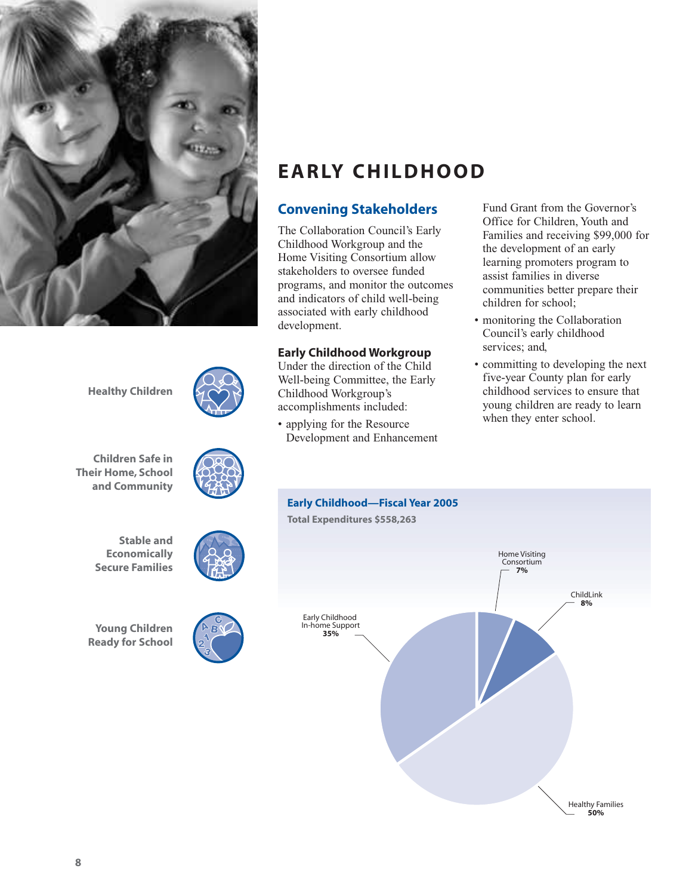Healthy Children

Children Safe in Their Home, School and Community

Stable and Economically Secure Families

Young Children Ready for School

# EARLY CHILDHOOD

## Convening Stakeholders

The Collaboration Council's Early Childhood Workgroup and the Home Visiting Consortium allow stakeholders to oversee funded programs, and monitor the outcomes and indicators of child well-being associated with early childhood development.

### Early Childhood Workgroup

Under the direction of the Child Well-being Committee, the Early Childhood Workgroup's accomplishments included:

- applying for the Resource Development and Enhancement Fund Grant from the Governor's Office for Children, Youth and Families and receiving $99,000 for the development of an early learning promoters program to assist families in diverse communities better prepare their children for school;
- monitoring the Collaboration Council's early childhood services; and,
- committing to developing the next five-year County plan for early childhood services to ensure that young children are ready to learn when they enter school.

**Early Childhood—Fiscal Year 2005**

**Total Expenditures $558,263**

| Program | Percentage |
|---|---|
| Home Visiting Consortium | 7% |
| ChildLink | 8% |
| Healthy Families | 50% |
| Early Childhood In-home Support | 35% |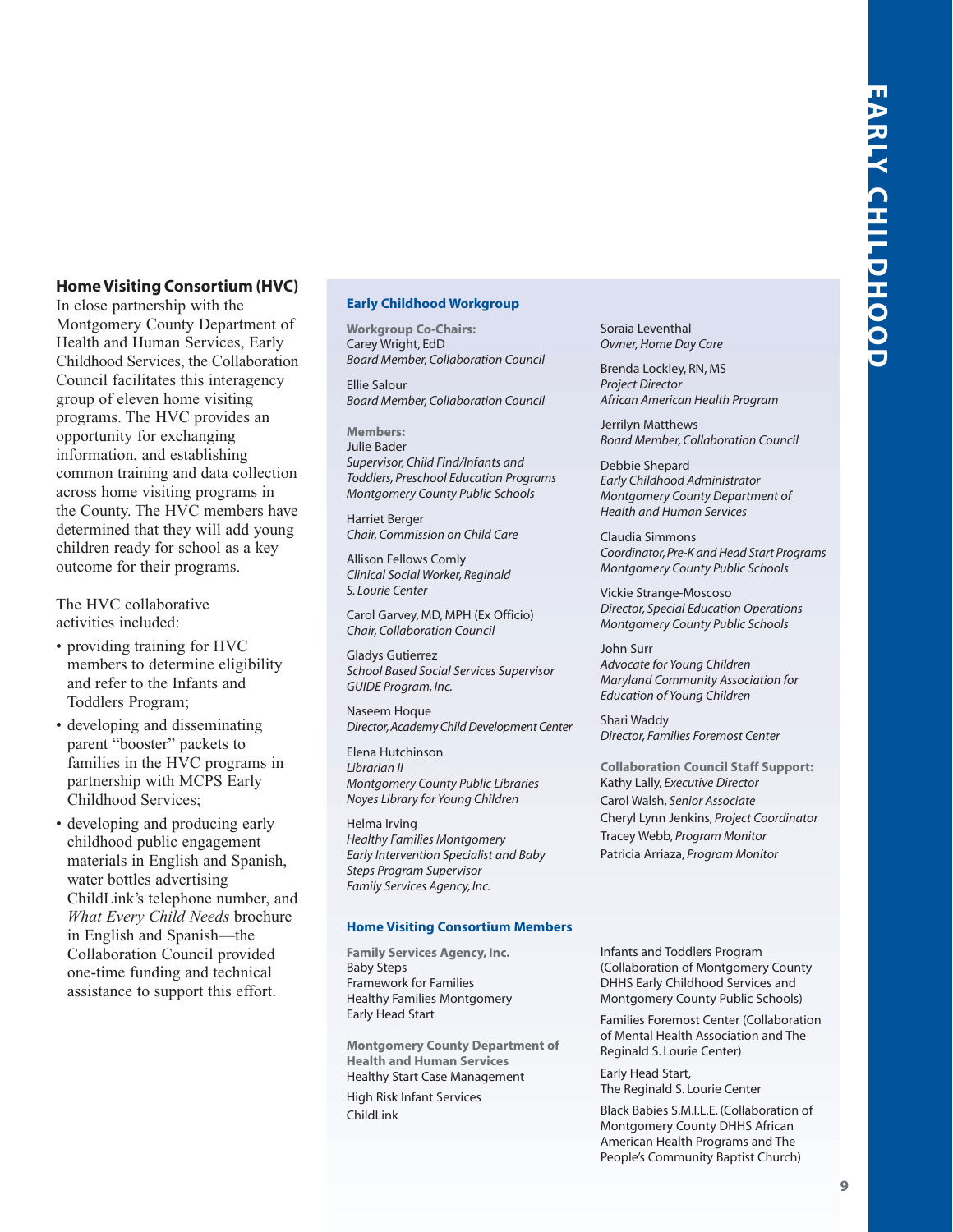## Home Visiting Consortium (HVC)

In close partnership with the Montgomery County Department of Health and Human Services, Early Childhood Services, the Collaboration Council facilitates this interagency group of eleven home visiting programs. The HVC provides an opportunity for exchanging information, and establishing common training and data collection across home visiting programs in the County. The HVC members have determined that they will add young children ready for school as a key outcome for their programs.

The HVC collaborative activities included:

- providing training for HVC members to determine eligibility and refer to the Infants and Toddlers Program;
- developing and disseminating parent "booster" packets to families in the HVC programs in partnership with MCPS Early Childhood Services;
- developing and producing early childhood public engagement materials in English and Spanish, water bottles advertising ChildLink's telephone number, and *What Every Child Needs* brochure in English and Spanish—the Collaboration Council provided one-time funding and technical assistance to support this effort.

### Early Childhood Workgroup

**Workgroup Co-Chairs:**

Carey Wright, EdD
*Board Member, Collaboration Council*

Ellie Salour
*Board Member, Collaboration Council*

**Members:**

Julie Bader
*Supervisor, Child Find/Infants and Toddlers, Preschool Education Programs*
*Montgomery County Public Schools*

Harriet Berger
*Chair, Commission on Child Care*

Allison Fellows Comly
*Clinical Social Worker, Reginald S. Lourie Center*

Carol Garvey, MD, MPH (Ex Officio)
*Chair, Collaboration Council*

Gladys Gutierrez
*School Based Social Services Supervisor*
*GUIDE Program, Inc.*

Naseem Hoque
*Director, Academy Child Development Center*

Elena Hutchinson
*Librarian II*
*Montgomery County Public Libraries*
*Noyes Library for Young Children*

Helma Irving
*Healthy Families Montgomery*
*Early Intervention Specialist and Baby Steps Program Supervisor*
*Family Services Agency, Inc.*

Soraia Leventhal
*Owner, Home Day Care*

Brenda Lockley, RN, MS
*Project Director*
*African American Health Program*

Jerrilyn Matthews
*Board Member, Collaboration Council*

Debbie Shepard
*Early Childhood Administrator*
*Montgomery County Department of Health and Human Services*

Claudia Simmons
*Coordinator, Pre-K and Head Start Programs*
*Montgomery County Public Schools*

Vickie Strange-Moscoso
*Director, Special Education Operations*
*Montgomery County Public Schools*

John Surr
*Advocate for Young Children*
*Maryland Community Association for Education of Young Children*

Shari Waddy
*Director, Families Foremost Center*

**Collaboration Council Staff Support:**

Kathy Lally, *Executive Director*
Carol Walsh, *Senior Associate*
Cheryl Lynn Jenkins, *Project Coordinator*
Tracey Webb, *Program Monitor*
Patricia Arriaza, *Program Monitor*

### Home Visiting Consortium Members

**Family Services Agency, Inc.**
Baby Steps
Framework for Families
Healthy Families Montgomery
Early Head Start

**Montgomery County Department of Health and Human Services**
Healthy Start Case Management
High Risk Infant Services
ChildLink

Infants and Toddlers Program (Collaboration of Montgomery County DHHS Early Childhood Services and Montgomery County Public Schools)

Families Foremost Center (Collaboration of Mental Health Association and The Reginald S. Lourie Center)

Early Head Start,
The Reginald S. Lourie Center

Black Babies S.M.I.L.E. (Collaboration of Montgomery County DHHS African American Health Programs and The People's Community Baptist Church)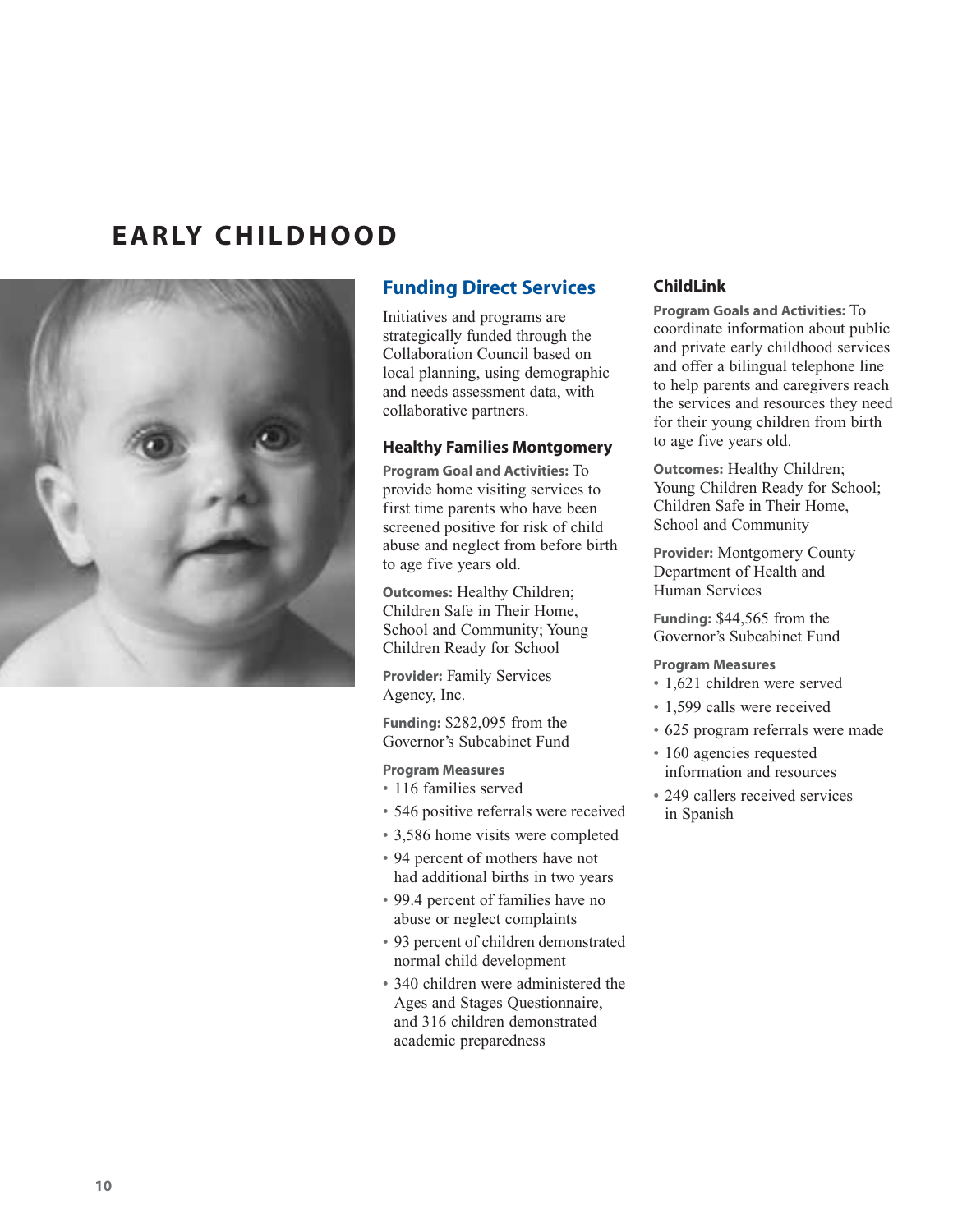# EARLY CHILDHOOD

## Funding Direct Services

Initiatives and programs are strategically funded through the Collaboration Council based on local planning, using demographic and needs assessment data, with collaborative partners.

### Healthy Families Montgomery

**Program Goal and Activities:** To provide home visiting services to first time parents who have been screened positive for risk of child abuse and neglect from before birth to age five years old.

**Outcomes:** Healthy Children; Children Safe in Their Home, School and Community; Young Children Ready for School

**Provider:** Family Services Agency, Inc.

**Funding:** $282,095 from the Governor's Subcabinet Fund

**Program Measures**

- 116 families served
- 546 positive referrals were received
- 3,586 home visits were completed
- 94 percent of mothers have not had additional births in two years
- 99.4 percent of families have no abuse or neglect complaints
- 93 percent of children demonstrated normal child development
- 340 children were administered the Ages and Stages Questionnaire, and 316 children demonstrated academic preparedness

### ChildLink

**Program Goals and Activities:** To coordinate information about public and private early childhood services and offer a bilingual telephone line to help parents and caregivers reach the services and resources they need for their young children from birth to age five years old.

**Outcomes:** Healthy Children; Young Children Ready for School; Children Safe in Their Home, School and Community

**Provider:** Montgomery County Department of Health and Human Services

**Funding:** $44,565 from the Governor's Subcabinet Fund

**Program Measures**

- 1,621 children were served
- 1,599 calls were received
- 625 program referrals were made
- 160 agencies requested information and resources
- 249 callers received services in Spanish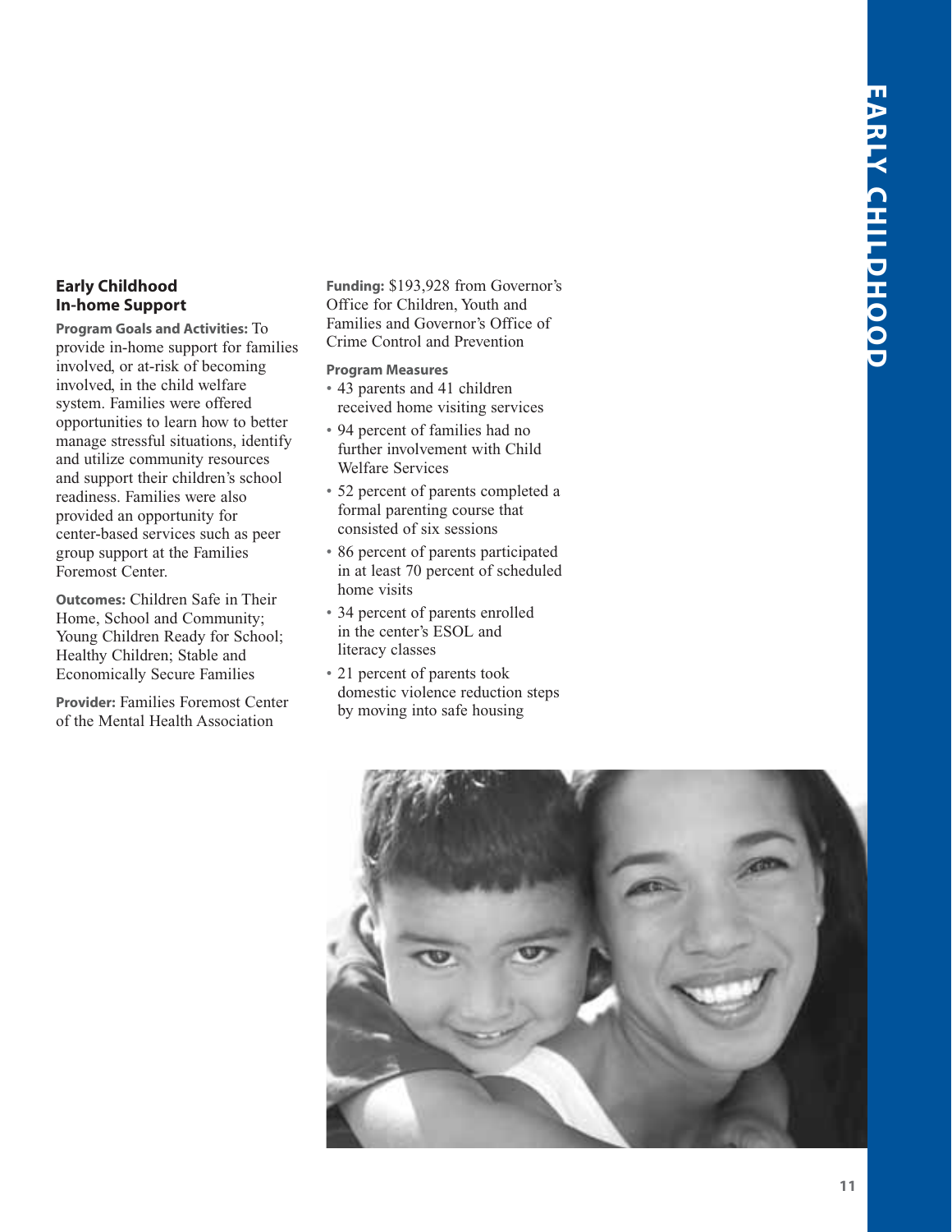## Early Childhood In-home Support

**Program Goals and Activities:** To provide in-home support for families involved, or at-risk of becoming involved, in the child welfare system. Families were offered opportunities to learn how to better manage stressful situations, identify and utilize community resources and support their children's school readiness. Families were also provided an opportunity for center-based services such as peer group support at the Families Foremost Center.

**Outcomes:** Children Safe in Their Home, School and Community; Young Children Ready for School; Healthy Children; Stable and Economically Secure Families

**Provider:** Families Foremost Center of the Mental Health Association

**Funding:** $193,928 from Governor's Office for Children, Youth and Families and Governor's Office of Crime Control and Prevention

**Program Measures**

- 43 parents and 41 children received home visiting services
- 94 percent of families had no further involvement with Child Welfare Services
- 52 percent of parents completed a formal parenting course that consisted of six sessions
- 86 percent of parents participated in at least 70 percent of scheduled home visits
- 34 percent of parents enrolled in the center's ESOL and literacy classes
- 21 percent of parents took domestic violence reduction steps by moving into safe housing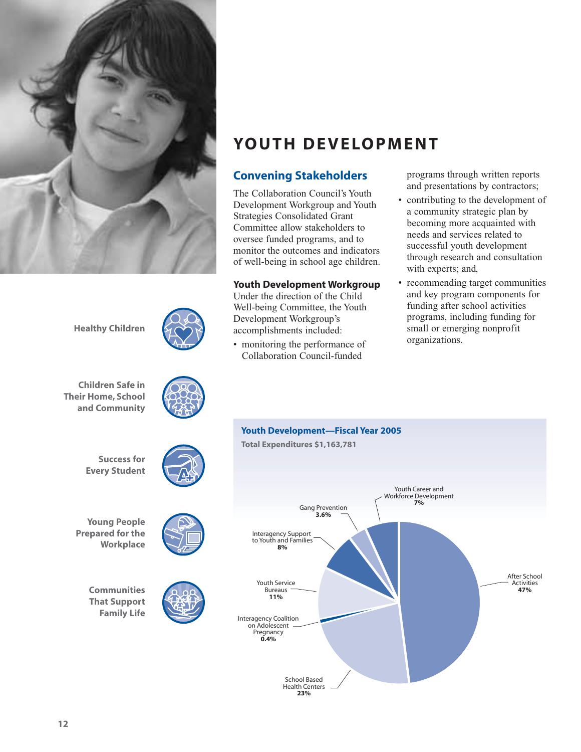# YOUTH DEVELOPMENT

## Convening Stakeholders

The Collaboration Council's Youth Development Workgroup and Youth Strategies Consolidated Grant Committee allow stakeholders to oversee funded programs, and to monitor the outcomes and indicators of well-being in school age children.

### Youth Development Workgroup

Under the direction of the Child Well-being Committee, the Youth Development Workgroup's accomplishments included:

- monitoring the performance of Collaboration Council-funded programs through written reports and presentations by contractors;
- contributing to the development of a community strategic plan by becoming more acquainted with needs and services related to successful youth development through research and consultation with experts; and,
- recommending target communities and key program components for funding after school activities programs, including funding for small or emerging nonprofit organizations.

Healthy Children

Children Safe in Their Home, School and Community

Success for Every Student

Young People Prepared for the Workplace

Communities That Support Family Life

**Youth Development—Fiscal Year 2005**

**Total Expenditures $1,163,781**

| Category | Percentage |
| --- | --- |
| After School Activities | 47% |
| School Based Health Centers | 23% |
| Interagency Coalition on Adolescent Pregnancy | 0.4% |
| Youth Service Bureaus | 11% |
| Interagency Support to Youth and Families | 8% |
| Gang Prevention | 3.6% |
| Youth Career and Workforce Development | 7% |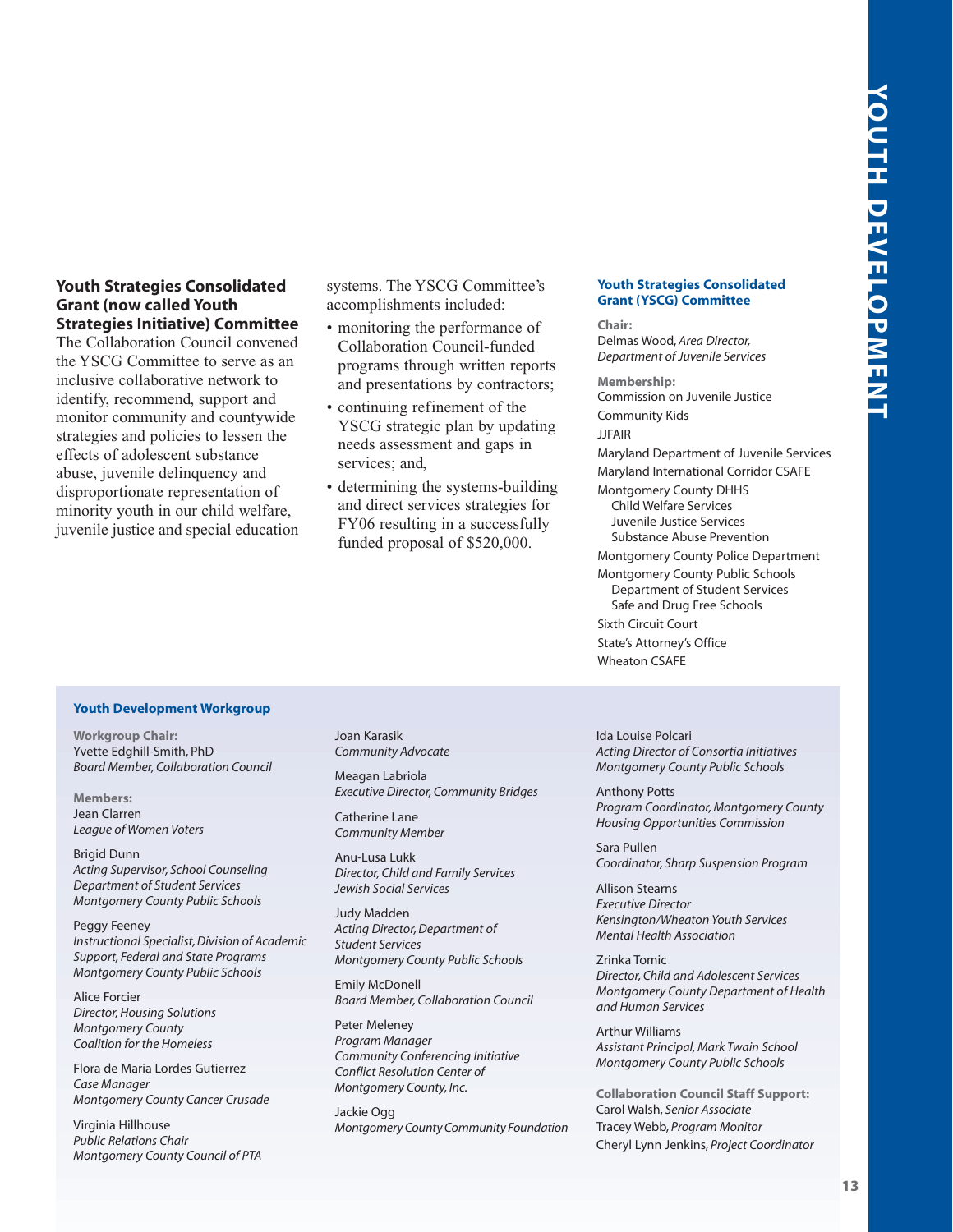### Youth Strategies Consolidated Grant (now called Youth Strategies Initiative) Committee

The Collaboration Council convened the YSCG Committee to serve as an inclusive collaborative network to identify, recommend, support and monitor community and countywide strategies and policies to lessen the effects of adolescent substance abuse, juvenile delinquency and disproportionate representation of minority youth in our child welfare, juvenile justice and special education systems. The YSCG Committee's accomplishments included:

- monitoring the performance of Collaboration Council-funded programs through written reports and presentations by contractors;
- continuing refinement of the YSCG strategic plan by updating needs assessment and gaps in services; and,
- determining the systems-building and direct services strategies for FY06 resulting in a successfully funded proposal of $520,000.

#### Youth Strategies Consolidated Grant (YSCG) Committee

**Chair:**
Delmas Wood, *Area Director, Department of Juvenile Services*

**Membership:**
Commission on Juvenile Justice
Community Kids
JJFAIR
Maryland Department of Juvenile Services
Maryland International Corridor CSAFE
Montgomery County DHHS
- Child Welfare Services
- Juvenile Justice Services
- Substance Abuse Prevention

Montgomery County Police Department
Montgomery County Public Schools
- Department of Student Services
- Safe and Drug Free Schools

Sixth Circuit Court
State's Attorney's Office
Wheaton CSAFE

#### Youth Development Workgroup

**Workgroup Chair:**
Yvette Edghill-Smith, PhD
*Board Member, Collaboration Council*

**Members:**

Jean Clarren
*League of Women Voters*

Brigid Dunn
*Acting Supervisor, School Counseling*
*Department of Student Services*
*Montgomery County Public Schools*

Peggy Feeney
*Instructional Specialist, Division of Academic Support, Federal and State Programs*
*Montgomery County Public Schools*

Alice Forcier
*Director, Housing Solutions*
*Montgomery County Coalition for the Homeless*

Flora de Maria Lordes Gutierrez
*Case Manager*
*Montgomery County Cancer Crusade*

Virginia Hillhouse
*Public Relations Chair*
*Montgomery County Council of PTA*

Joan Karasik
*Community Advocate*

Meagan Labriola
*Executive Director, Community Bridges*

Catherine Lane
*Community Member*

Anu-Lusa Lukk
*Director, Child and Family Services*
*Jewish Social Services*

Judy Madden
*Acting Director, Department of Student Services*
*Montgomery County Public Schools*

Emily McDonell
*Board Member, Collaboration Council*

Peter Meleney
*Program Manager*
*Community Conferencing Initiative*
*Conflict Resolution Center of Montgomery County, Inc.*

Jackie Ogg
*Montgomery County Community Foundation*

Ida Louise Polcari
*Acting Director of Consortia Initiatives*
*Montgomery County Public Schools*

Anthony Potts
*Program Coordinator, Montgomery County Housing Opportunities Commission*

Sara Pullen
*Coordinator, Sharp Suspension Program*

Allison Stearns
*Executive Director*
*Kensington/Wheaton Youth Services*
*Mental Health Association*

Zrinka Tomic
*Director, Child and Adolescent Services*
*Montgomery County Department of Health and Human Services*

Arthur Williams
*Assistant Principal, Mark Twain School*
*Montgomery County Public Schools*

**Collaboration Council Staff Support:**
Carol Walsh, *Senior Associate*
Tracey Webb, *Program Monitor*
Cheryl Lynn Jenkins, *Project Coordinator*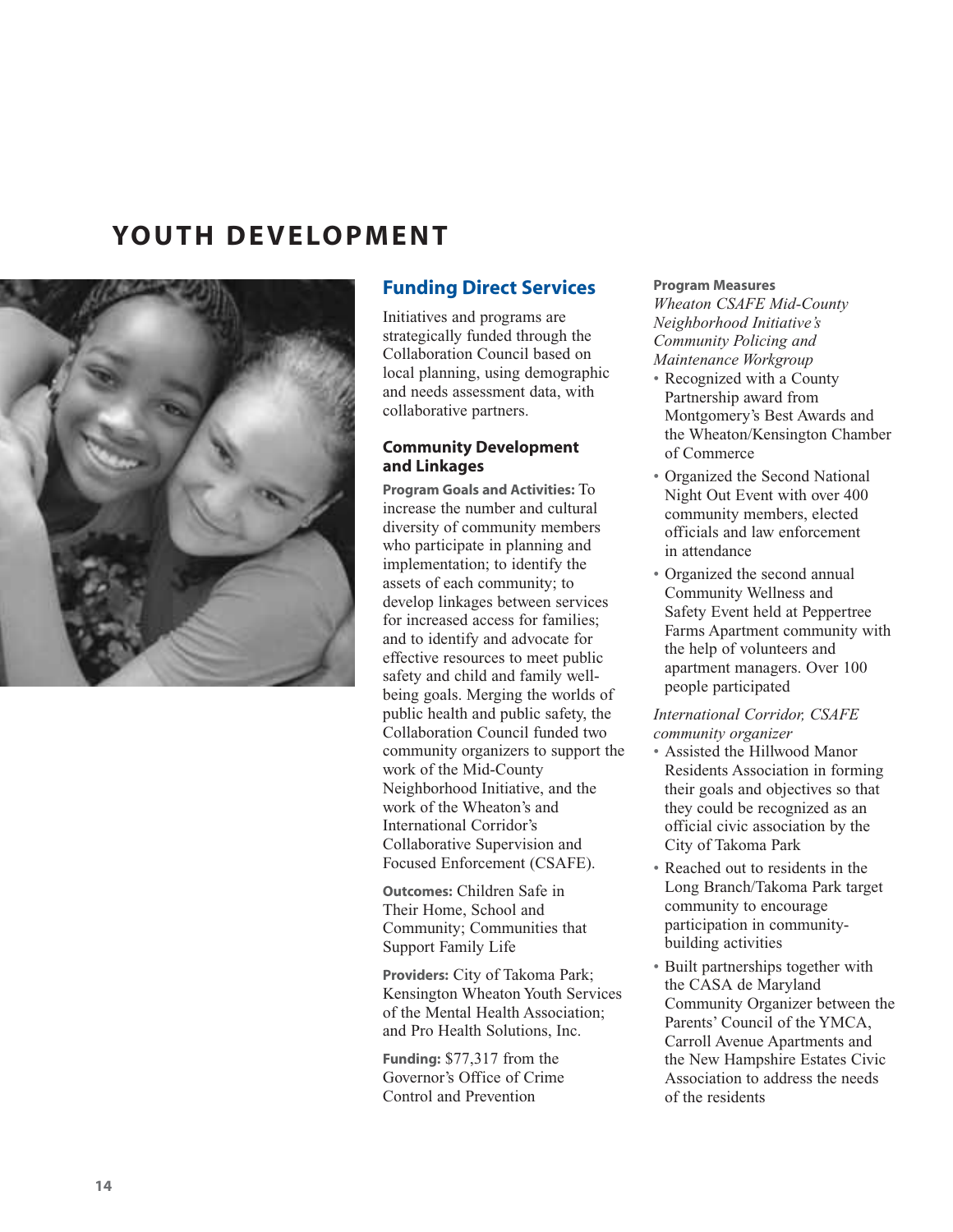# YOUTH DEVELOPMENT

## Funding Direct Services

Initiatives and programs are strategically funded through the Collaboration Council based on local planning, using demographic and needs assessment data, with collaborative partners.

### Community Development and Linkages

**Program Goals and Activities:** To increase the number and cultural diversity of community members who participate in planning and implementation; to identify the assets of each community; to develop linkages between services for increased access for families; and to identify and advocate for effective resources to meet public safety and child and family well-being goals. Merging the worlds of public health and public safety, the Collaboration Council funded two community organizers to support the work of the Mid-County Neighborhood Initiative, and the work of the Wheaton's and International Corridor's Collaborative Supervision and Focused Enforcement (CSAFE).

**Outcomes:** Children Safe in Their Home, School and Community; Communities that Support Family Life

**Providers:** City of Takoma Park; Kensington Wheaton Youth Services of the Mental Health Association; and Pro Health Solutions, Inc.

**Funding:** $77,317 from the Governor's Office of Crime Control and Prevention

**Program Measures**

*Wheaton CSAFE Mid-County Neighborhood Initiative's Community Policing and Maintenance Workgroup*

- Recognized with a County Partnership award from Montgomery's Best Awards and the Wheaton/Kensington Chamber of Commerce
- Organized the Second National Night Out Event with over 400 community members, elected officials and law enforcement in attendance
- Organized the second annual Community Wellness and Safety Event held at Peppertree Farms Apartment community with the help of volunteers and apartment managers. Over 100 people participated

*International Corridor, CSAFE community organizer*

- Assisted the Hillwood Manor Residents Association in forming their goals and objectives so that they could be recognized as an official civic association by the City of Takoma Park
- Reached out to residents in the Long Branch/Takoma Park target community to encourage participation in community-building activities
- Built partnerships together with the CASA de Maryland Community Organizer between the Parents' Council of the YMCA, Carroll Avenue Apartments and the New Hampshire Estates Civic Association to address the needs of the residents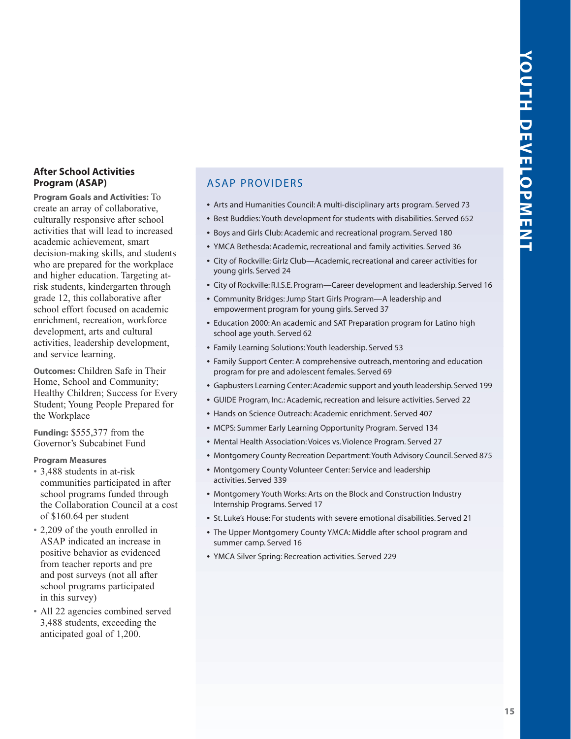## After School Activities Program (ASAP)

**Program Goals and Activities:** To create an array of collaborative, culturally responsive after school activities that will lead to increased academic achievement, smart decision-making skills, and students who are prepared for the workplace and higher education. Targeting at-risk students, kindergarten through grade 12, this collaborative after school effort focused on academic enrichment, recreation, workforce development, arts and cultural activities, leadership development, and service learning.

**Outcomes:** Children Safe in Their Home, School and Community; Healthy Children; Success for Every Student; Young People Prepared for the Workplace

**Funding:** $555,377 from the Governor's Subcabinet Fund

**Program Measures**

- 3,488 students in at-risk communities participated in after school programs funded through the Collaboration Council at a cost of $160.64 per student
- 2,209 of the youth enrolled in ASAP indicated an increase in positive behavior as evidenced from teacher reports and pre and post surveys (not all after school programs participated in this survey)
- All 22 agencies combined served 3,488 students, exceeding the anticipated goal of 1,200.

### ASAP PROVIDERS

- Arts and Humanities Council: A multi-disciplinary arts program. Served 73
- Best Buddies: Youth development for students with disabilities. Served 652
- Boys and Girls Club: Academic and recreational program. Served 180
- YMCA Bethesda: Academic, recreational and family activities. Served 36
- City of Rockville: Girlz Club—Academic, recreational and career activities for young girls. Served 24
- City of Rockville: R.I.S.E. Program—Career development and leadership. Served 16
- Community Bridges: Jump Start Girls Program—A leadership and empowerment program for young girls. Served 37
- Education 2000: An academic and SAT Preparation program for Latino high school age youth. Served 62
- Family Learning Solutions: Youth leadership. Served 53
- Family Support Center: A comprehensive outreach, mentoring and education program for pre and adolescent females. Served 69
- Gapbusters Learning Center: Academic support and youth leadership. Served 199
- GUIDE Program, Inc.: Academic, recreation and leisure activities. Served 22
- Hands on Science Outreach: Academic enrichment. Served 407
- MCPS: Summer Early Learning Opportunity Program. Served 134
- Mental Health Association: Voices vs. Violence Program. Served 27
- Montgomery County Recreation Department: Youth Advisory Council. Served 875
- Montgomery County Volunteer Center: Service and leadership activities. Served 339
- Montgomery Youth Works: Arts on the Block and Construction Industry Internship Programs. Served 17
- St. Luke's House: For students with severe emotional disabilities. Served 21
- The Upper Montgomery County YMCA: Middle after school program and summer camp. Served 16
- YMCA Silver Spring: Recreation activities. Served 229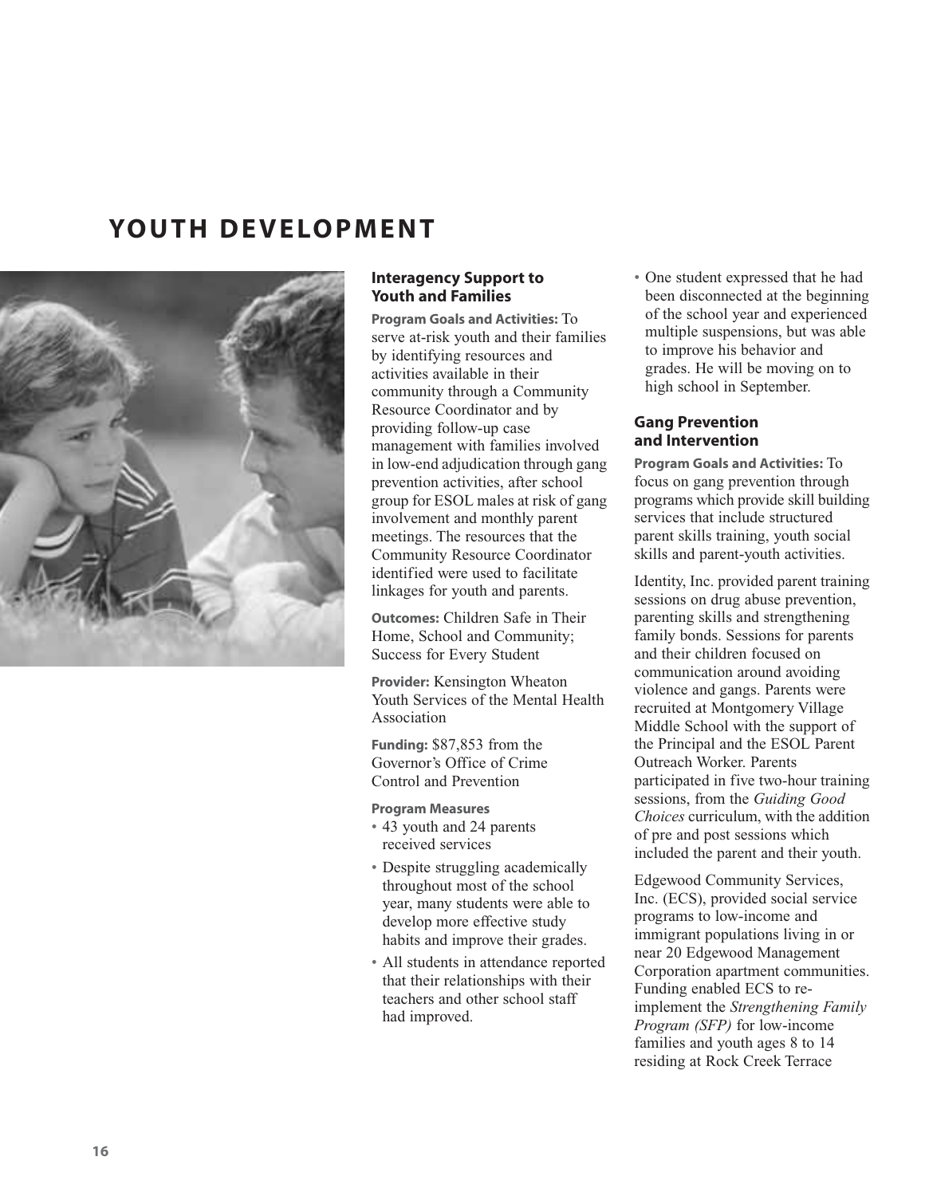# YOUTH DEVELOPMENT

### Interagency Support to Youth and Families

**Program Goals and Activities:** To serve at-risk youth and their families by identifying resources and activities available in their community through a Community Resource Coordinator and by providing follow-up case management with families involved in low-end adjudication through gang prevention activities, after school group for ESOL males at risk of gang involvement and monthly parent meetings. The resources that the Community Resource Coordinator identified were used to facilitate linkages for youth and parents.

**Outcomes:** Children Safe in Their Home, School and Community; Success for Every Student

**Provider:** Kensington Wheaton Youth Services of the Mental Health Association

**Funding:** $87,853 from the Governor's Office of Crime Control and Prevention

**Program Measures**

- 43 youth and 24 parents received services
- Despite struggling academically throughout most of the school year, many students were able to develop more effective study habits and improve their grades.
- All students in attendance reported that their relationships with their teachers and other school staff had improved.
- One student expressed that he had been disconnected at the beginning of the school year and experienced multiple suspensions, but was able to improve his behavior and grades. He will be moving on to high school in September.

### Gang Prevention and Intervention

**Program Goals and Activities:** To focus on gang prevention through programs which provide skill building services that include structured parent skills training, youth social skills and parent-youth activities.

Identity, Inc. provided parent training sessions on drug abuse prevention, parenting skills and strengthening family bonds. Sessions for parents and their children focused on communication around avoiding violence and gangs. Parents were recruited at Montgomery Village Middle School with the support of the Principal and the ESOL Parent Outreach Worker. Parents participated in five two-hour training sessions, from the *Guiding Good Choices* curriculum, with the addition of pre and post sessions which included the parent and their youth.

Edgewood Community Services, Inc. (ECS), provided social service programs to low-income and immigrant populations living in or near 20 Edgewood Management Corporation apartment communities. Funding enabled ECS to re-implement the *Strengthening Family Program (SFP)* for low-income families and youth ages 8 to 14 residing at Rock Creek Terrace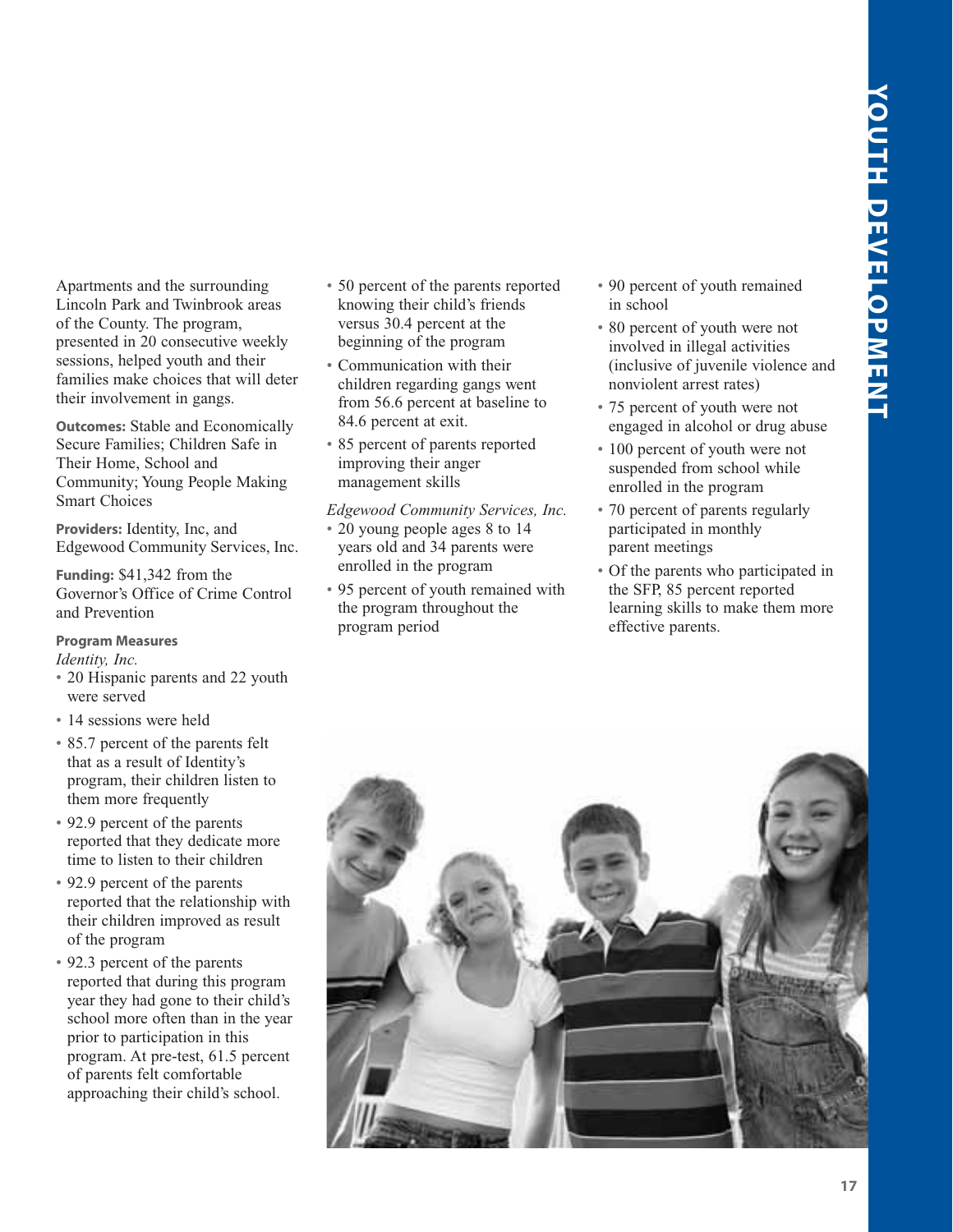Apartments and the surrounding Lincoln Park and Twinbrook areas of the County. The program, presented in 20 consecutive weekly sessions, helped youth and their families make choices that will deter their involvement in gangs.

**Outcomes:** Stable and Economically Secure Families; Children Safe in Their Home, School and Community; Young People Making Smart Choices

**Providers:** Identity, Inc, and Edgewood Community Services, Inc.

**Funding:** $41,342 from the Governor's Office of Crime Control and Prevention

**Program Measures**

*Identity, Inc.*

- 20 Hispanic parents and 22 youth were served
- 14 sessions were held
- 85.7 percent of the parents felt that as a result of Identity's program, their children listen to them more frequently
- 92.9 percent of the parents reported that they dedicate more time to listen to their children
- 92.9 percent of the parents reported that the relationship with their children improved as result of the program
- 92.3 percent of the parents reported that during this program year they had gone to their child's school more often than in the year prior to participation in this program. At pre-test, 61.5 percent of parents felt comfortable approaching their child's school.
- 50 percent of the parents reported knowing their child's friends versus 30.4 percent at the beginning of the program
- Communication with their children regarding gangs went from 56.6 percent at baseline to 84.6 percent at exit.
- 85 percent of parents reported improving their anger management skills

*Edgewood Community Services, Inc.*

- 20 young people ages 8 to 14 years old and 34 parents were enrolled in the program
- 95 percent of youth remained with the program throughout the program period
- 90 percent of youth remained in school
- 80 percent of youth were not involved in illegal activities (inclusive of juvenile violence and nonviolent arrest rates)
- 75 percent of youth were not engaged in alcohol or drug abuse
- 100 percent of youth were not suspended from school while enrolled in the program
- 70 percent of parents regularly participated in monthly parent meetings
- Of the parents who participated in the SFP, 85 percent reported learning skills to make them more effective parents.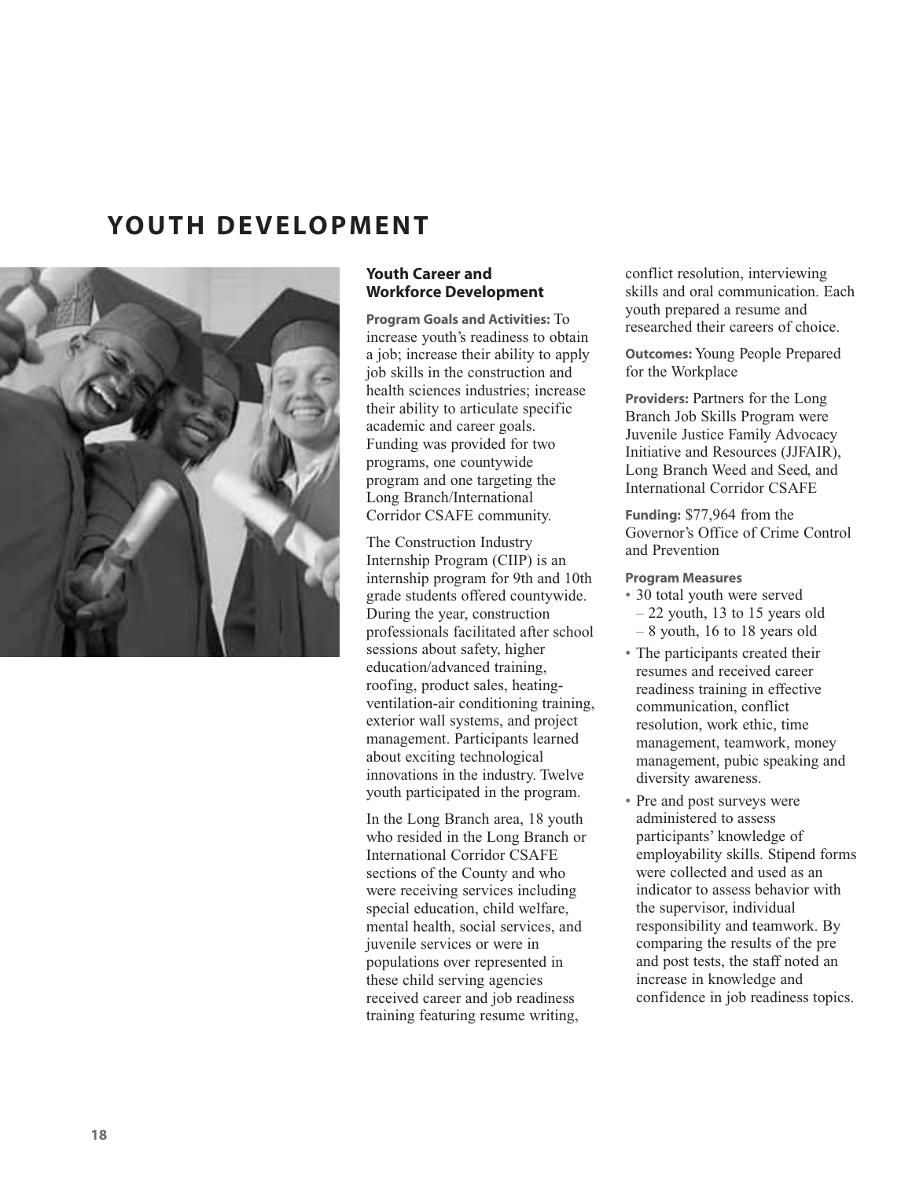# YOUTH DEVELOPMENT

## Youth Career and Workforce Development

**Program Goals and Activities:** To increase youth's readiness to obtain a job; increase their ability to apply job skills in the construction and health sciences industries; increase their ability to articulate specific academic and career goals. Funding was provided for two programs, one countywide program and one targeting the Long Branch/International Corridor CSAFE community.

The Construction Industry Internship Program (CIIP) is an internship program for 9th and 10th grade students offered countywide. During the year, construction professionals facilitated after school sessions about safety, higher education/advanced training, roofing, product sales, heating-ventilation-air conditioning training, exterior wall systems, and project management. Participants learned about exciting technological innovations in the industry. Twelve youth participated in the program.

In the Long Branch area, 18 youth who resided in the Long Branch or International Corridor CSAFE sections of the County and who were receiving services including special education, child welfare, mental health, social services, and juvenile services or were in populations over represented in these child serving agencies received career and job readiness training featuring resume writing, conflict resolution, interviewing skills and oral communication. Each youth prepared a resume and researched their careers of choice.

**Outcomes:** Young People Prepared for the Workplace

**Providers:** Partners for the Long Branch Job Skills Program were Juvenile Justice Family Advocacy Initiative and Resources (JJFAIR), Long Branch Weed and Seed, and International Corridor CSAFE

**Funding:** $77,964 from the Governor's Office of Crime Control and Prevention

**Program Measures**

- 30 total youth were served
  - 22 youth, 13 to 15 years old
  - 8 youth, 16 to 18 years old
- The participants created their resumes and received career readiness training in effective communication, conflict resolution, work ethic, time management, teamwork, money management, pubic speaking and diversity awareness.
- Pre and post surveys were administered to assess participants' knowledge of employability skills. Stipend forms were collected and used as an indicator to assess behavior with the supervisor, individual responsibility and teamwork. By comparing the results of the pre and post tests, the staff noted an increase in knowledge and confidence in job readiness topics.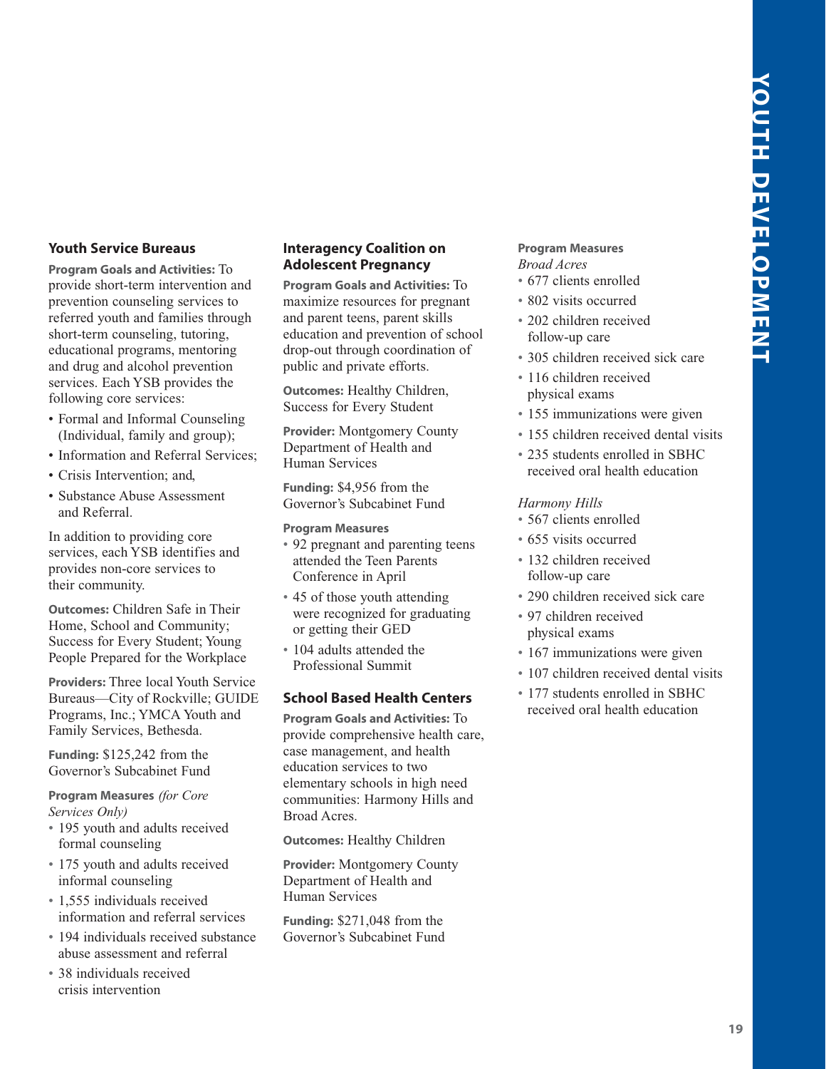### Youth Service Bureaus

**Program Goals and Activities:** To provide short-term intervention and prevention counseling services to referred youth and families through short-term counseling, tutoring, educational programs, mentoring and drug and alcohol prevention services. Each YSB provides the following core services:

- Formal and Informal Counseling (Individual, family and group);
- Information and Referral Services;
- Crisis Intervention; and,
- Substance Abuse Assessment and Referral.

In addition to providing core services, each YSB identifies and provides non-core services to their community.

**Outcomes:** Children Safe in Their Home, School and Community; Success for Every Student; Young People Prepared for the Workplace

**Providers:** Three local Youth Service Bureaus—City of Rockville; GUIDE Programs, Inc.; YMCA Youth and Family Services, Bethesda.

**Funding:** $125,242 from the Governor's Subcabinet Fund

**Program Measures** *(for Core Services Only)*

- 195 youth and adults received formal counseling
- 175 youth and adults received informal counseling
- 1,555 individuals received information and referral services
- 194 individuals received substance abuse assessment and referral
- 38 individuals received crisis intervention

### Interagency Coalition on Adolescent Pregnancy

**Program Goals and Activities:** To maximize resources for pregnant and parent teens, parent skills education and prevention of school drop-out through coordination of public and private efforts.

**Outcomes:** Healthy Children, Success for Every Student

**Provider:** Montgomery County Department of Health and Human Services

**Funding:** $4,956 from the Governor's Subcabinet Fund

**Program Measures**

- 92 pregnant and parenting teens attended the Teen Parents Conference in April
- 45 of those youth attending were recognized for graduating or getting their GED
- 104 adults attended the Professional Summit

### School Based Health Centers

**Program Goals and Activities:** To provide comprehensive health care, case management, and health education services to two elementary schools in high need communities: Harmony Hills and Broad Acres.

**Outcomes:** Healthy Children

**Provider:** Montgomery County Department of Health and Human Services

**Funding:** $271,048 from the Governor's Subcabinet Fund

**Program Measures**

*Broad Acres*

- 677 clients enrolled
- 802 visits occurred
- 202 children received follow-up care
- 305 children received sick care
- 116 children received physical exams
- 155 immunizations were given
- 155 children received dental visits
- 235 students enrolled in SBHC received oral health education

*Harmony Hills*

- 567 clients enrolled
- 655 visits occurred
- 132 children received follow-up care
- 290 children received sick care
- 97 children received physical exams
- 167 immunizations were given
- 107 children received dental visits
- 177 students enrolled in SBHC received oral health education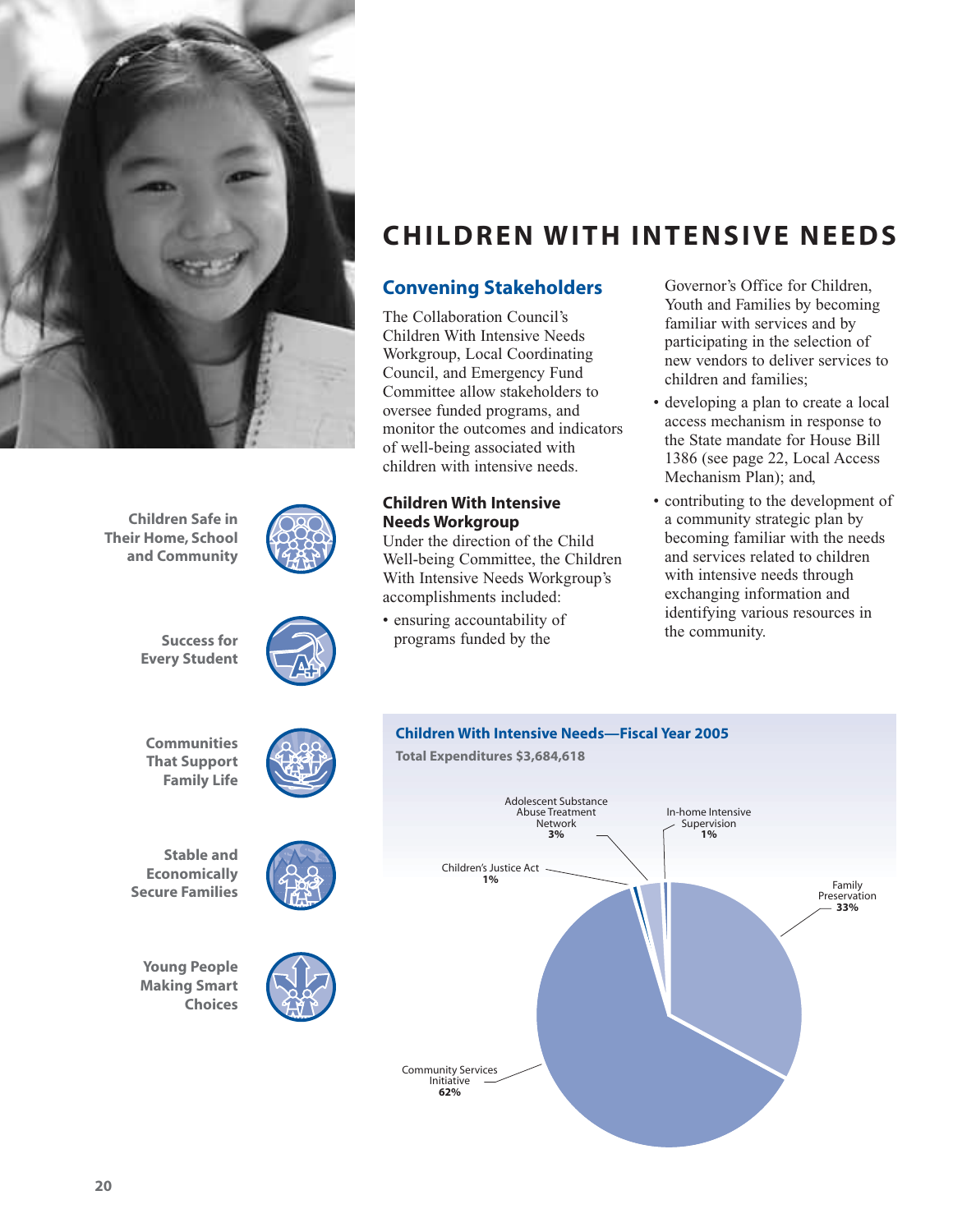Children Safe in Their Home, School and Community

Success for Every Student

Communities That Support Family Life

Stable and Economically Secure Families

Young People Making Smart Choices

# CHILDREN WITH INTENSIVE NEEDS

## Convening Stakeholders

The Collaboration Council's Children With Intensive Needs Workgroup, Local Coordinating Council, and Emergency Fund Committee allow stakeholders to oversee funded programs, and monitor the outcomes and indicators of well-being associated with children with intensive needs.

### Children With Intensive Needs Workgroup

Under the direction of the Child Well-being Committee, the Children With Intensive Needs Workgroup's accomplishments included:

- ensuring accountability of programs funded by the Governor's Office for Children, Youth and Families by becoming familiar with services and by participating in the selection of new vendors to deliver services to children and families;
- developing a plan to create a local access mechanism in response to the State mandate for House Bill 1386 (see page 22, Local Access Mechanism Plan); and,
- contributing to the development of a community strategic plan by becoming familiar with the needs and services related to children with intensive needs through exchanging information and identifying various resources in the community.

**Children With Intensive Needs—Fiscal Year 2005**

**Total Expenditures $3,684,618**

| Program | Percentage |
| --- | --- |
| Community Services Initiative | 62% |
| Family Preservation | 33% |
| Adolescent Substance Abuse Treatment Network | 3% |
| Children's Justice Act | 1% |
| In-home Intensive Supervision | 1% |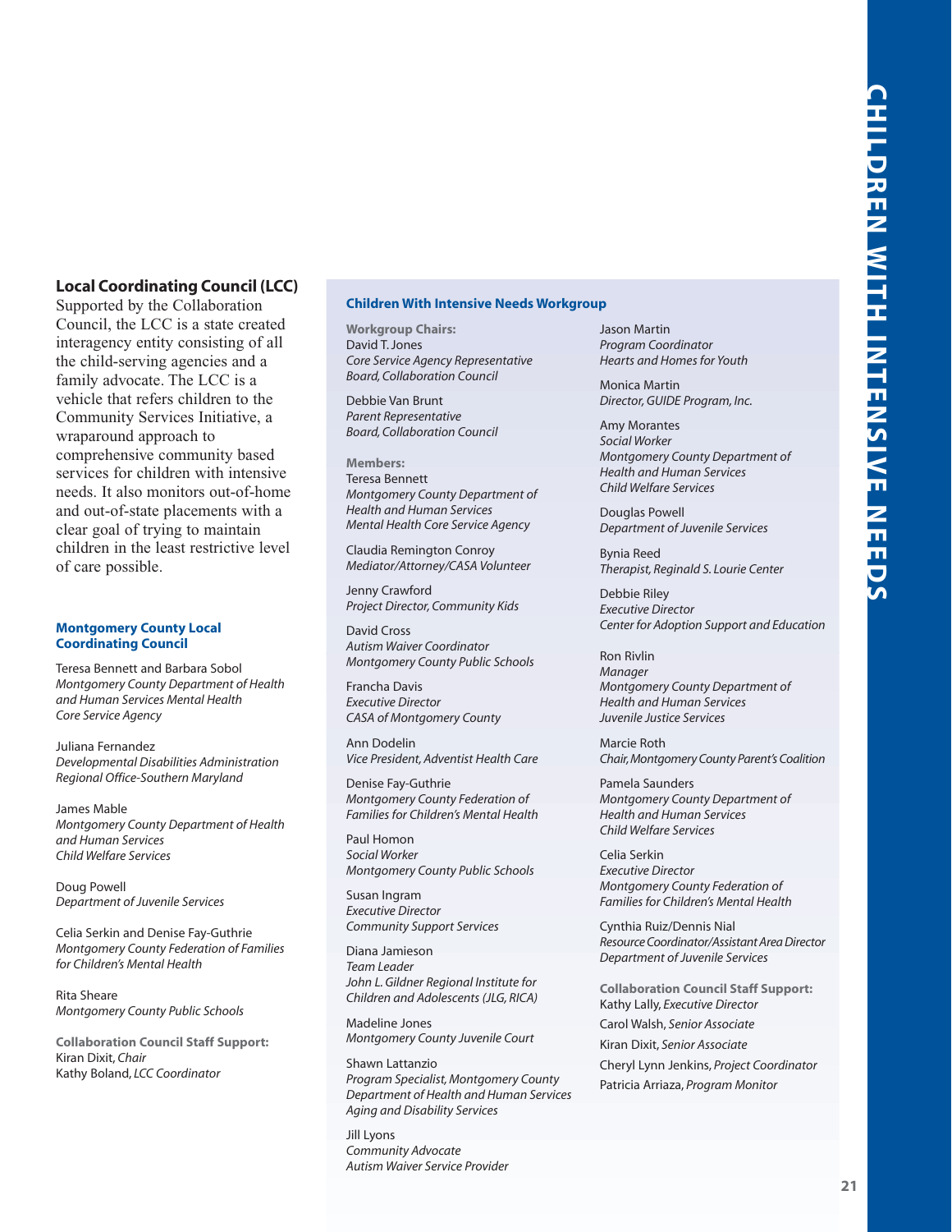## Local Coordinating Council (LCC)

Supported by the Collaboration Council, the LCC is a state created interagency entity consisting of all the child-serving agencies and a family advocate. The LCC is a vehicle that refers children to the Community Services Initiative, a wraparound approach to comprehensive community based services for children with intensive needs. It also monitors out-of-home and out-of-state placements with a clear goal of trying to maintain children in the least restrictive level of care possible.

### Montgomery County Local Coordinating Council

Teresa Bennett and Barbara Sobol
*Montgomery County Department of Health and Human Services Mental Health Core Service Agency*

Juliana Fernandez
*Developmental Disabilities Administration Regional Office-Southern Maryland*

James Mable
*Montgomery County Department of Health and Human Services Child Welfare Services*

Doug Powell
*Department of Juvenile Services*

Celia Serkin and Denise Fay-Guthrie
*Montgomery County Federation of Families for Children's Mental Health*

Rita Sheare
*Montgomery County Public Schools*

**Collaboration Council Staff Support:**
Kiran Dixit, *Chair*
Kathy Boland, *LCC Coordinator*

### Children With Intensive Needs Workgroup

**Workgroup Chairs:**

David T. Jones
*Core Service Agency Representative*
*Board, Collaboration Council*

Debbie Van Brunt
*Parent Representative*
*Board, Collaboration Council*

**Members:**

Teresa Bennett
*Montgomery County Department of Health and Human Services*
*Mental Health Core Service Agency*

Claudia Remington Conroy
*Mediator/Attorney/CASA Volunteer*

Jenny Crawford
*Project Director, Community Kids*

David Cross
*Autism Waiver Coordinator*
*Montgomery County Public Schools*

Francha Davis
*Executive Director*
*CASA of Montgomery County*

Ann Dodelin
*Vice President, Adventist Health Care*

Denise Fay-Guthrie
*Montgomery County Federation of Families for Children's Mental Health*

Paul Homon
*Social Worker*
*Montgomery County Public Schools*

Susan Ingram
*Executive Director*
*Community Support Services*

Diana Jamieson
*Team Leader*
*John L. Gildner Regional Institute for Children and Adolescents (JLG, RICA)*

Madeline Jones
*Montgomery County Juvenile Court*

Shawn Lattanzio
*Program Specialist, Montgomery County Department of Health and Human Services*
*Aging and Disability Services*

Jill Lyons
*Community Advocate*
*Autism Waiver Service Provider*

Jason Martin
*Program Coordinator*
*Hearts and Homes for Youth*

Monica Martin
*Director, GUIDE Program, Inc.*

Amy Morantes
*Social Worker*
*Montgomery County Department of Health and Human Services*
*Child Welfare Services*

Douglas Powell
*Department of Juvenile Services*

Bynia Reed
*Therapist, Reginald S. Lourie Center*

Debbie Riley
*Executive Director*
*Center for Adoption Support and Education*

Ron Rivlin
*Manager*
*Montgomery County Department of Health and Human Services*
*Juvenile Justice Services*

Marcie Roth
*Chair, Montgomery County Parent's Coalition*

Pamela Saunders
*Montgomery County Department of Health and Human Services*
*Child Welfare Services*

Celia Serkin
*Executive Director*
*Montgomery County Federation of Families for Children's Mental Health*

Cynthia Ruiz/Dennis Nial
*Resource Coordinator/Assistant Area Director*
*Department of Juvenile Services*

**Collaboration Council Staff Support:**
Kathy Lally, *Executive Director*
Carol Walsh, *Senior Associate*
Kiran Dixit, *Senior Associate*
Cheryl Lynn Jenkins, *Project Coordinator*
Patricia Arriaza, *Program Monitor*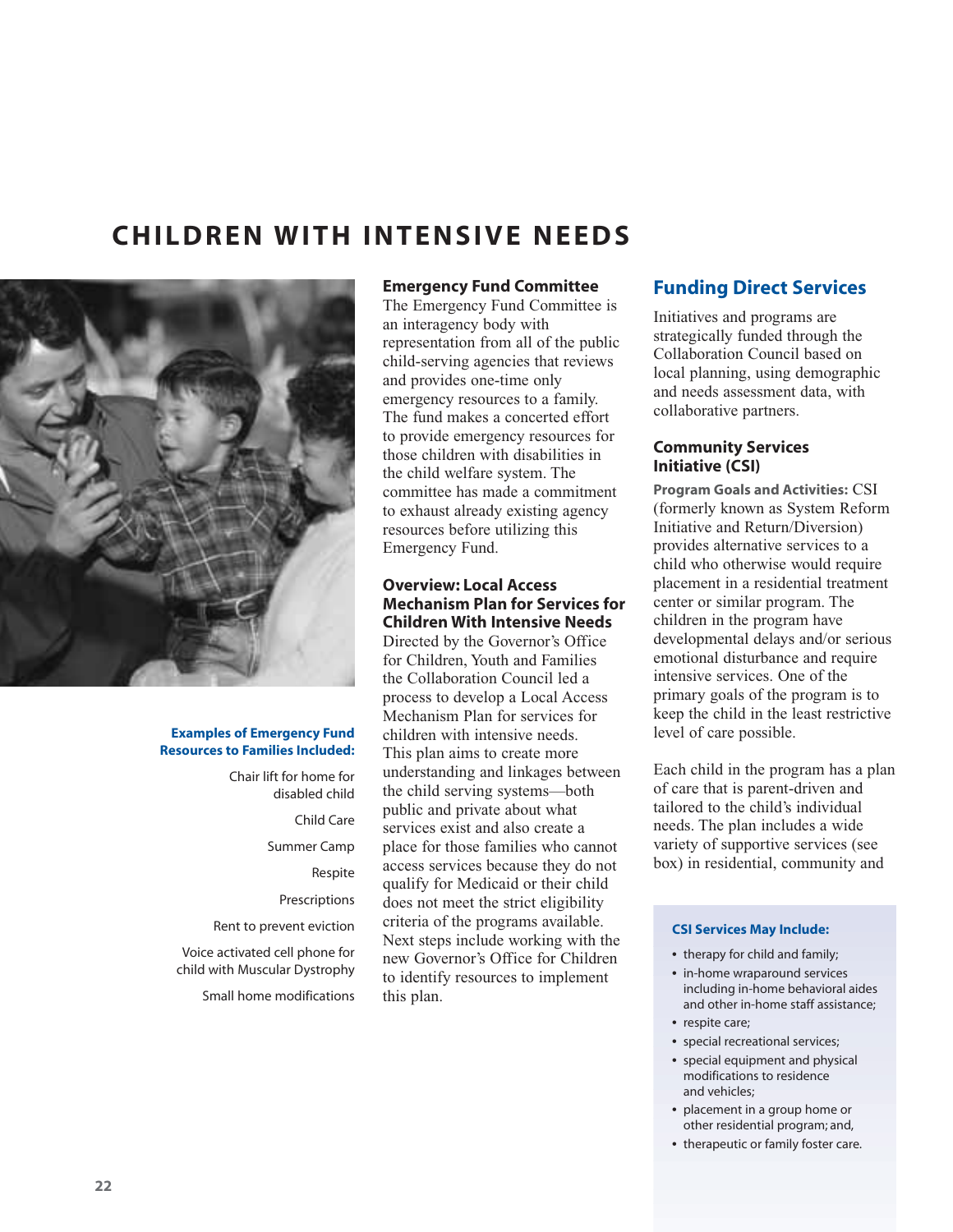# CHILDREN WITH INTENSIVE NEEDS

**Examples of Emergency Fund Resources to Families Included:**

- Chair lift for home for disabled child
- Child Care
- Summer Camp
- Respite
- Prescriptions
- Rent to prevent eviction
- Voice activated cell phone for child with Muscular Dystrophy
- Small home modifications

### Emergency Fund Committee

The Emergency Fund Committee is an interagency body with representation from all of the public child-serving agencies that reviews and provides one-time only emergency resources to a family. The fund makes a concerted effort to provide emergency resources for those children with disabilities in the child welfare system. The committee has made a commitment to exhaust already existing agency resources before utilizing this Emergency Fund.

### Overview: Local Access Mechanism Plan for Services for Children With Intensive Needs

Directed by the Governor's Office for Children, Youth and Families the Collaboration Council led a process to develop a Local Access Mechanism Plan for services for children with intensive needs. This plan aims to create more understanding and linkages between the child serving systems—both public and private about what services exist and also create a place for those families who cannot access services because they do not qualify for Medicaid or their child does not meet the strict eligibility criteria of the programs available. Next steps include working with the new Governor's Office for Children to identify resources to implement this plan.

## Funding Direct Services

Initiatives and programs are strategically funded through the Collaboration Council based on local planning, using demographic and needs assessment data, with collaborative partners.

### Community Services Initiative (CSI)

**Program Goals and Activities:** CSI (formerly known as System Reform Initiative and Return/Diversion) provides alternative services to a child who otherwise would require placement in a residential treatment center or similar program. The children in the program have developmental delays and/or serious emotional disturbance and require intensive services. One of the primary goals of the program is to keep the child in the least restrictive level of care possible.

Each child in the program has a plan of care that is parent-driven and tailored to the child's individual needs. The plan includes a wide variety of supportive services (see box) in residential, community and

**CSI Services May Include:**

- therapy for child and family;
- in-home wraparound services including in-home behavioral aides and other in-home staff assistance;
- respite care;
- special recreational services;
- special equipment and physical modifications to residence and vehicles;
- placement in a group home or other residential program; and,
- therapeutic or family foster care.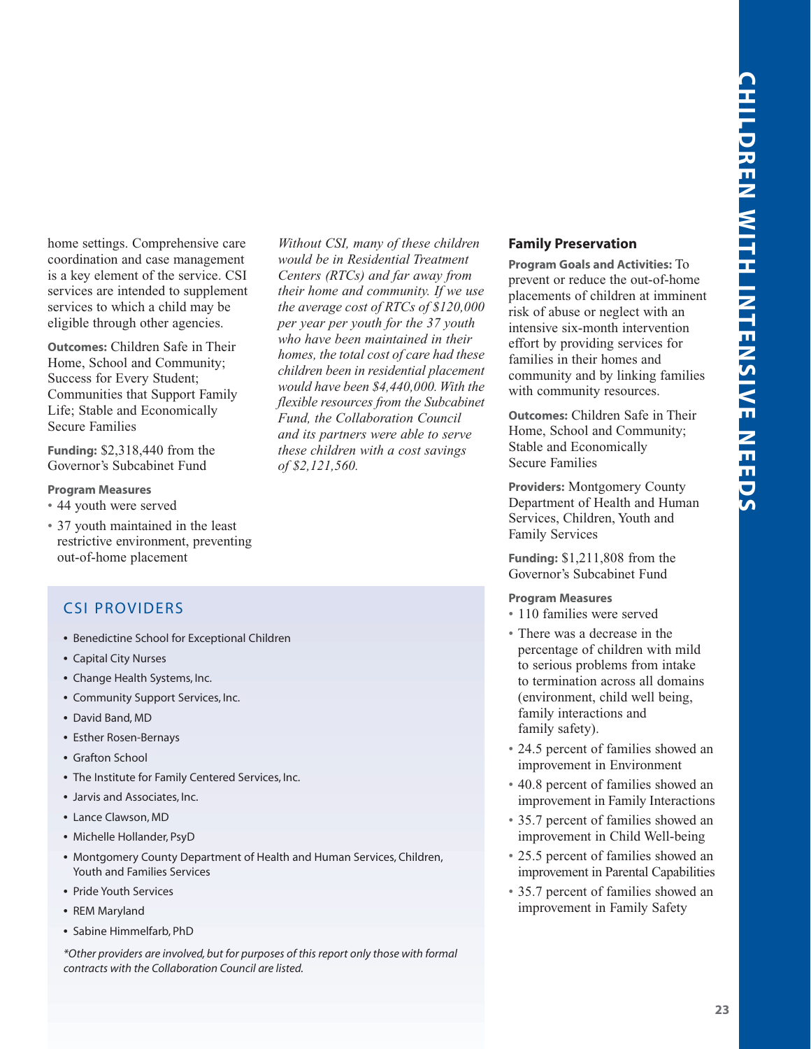home settings. Comprehensive care coordination and case management is a key element of the service. CSI services are intended to supplement services to which a child may be eligible through other agencies.

**Outcomes:** Children Safe in Their Home, School and Community; Success for Every Student; Communities that Support Family Life; Stable and Economically Secure Families

**Funding:** $2,318,440 from the Governor's Subcabinet Fund

**Program Measures**

- 44 youth were served
- 37 youth maintained in the least restrictive environment, preventing out-of-home placement

*Without CSI, many of these children would be in Residential Treatment Centers (RTCs) and far away from their home and community. If we use the average cost of RTCs of $120,000 per year per youth for the 37 youth who have been maintained in their homes, the total cost of care had these children been in residential placement would have been $4,440,000. With the flexible resources from the Subcabinet Fund, the Collaboration Council and its partners were able to serve these children with a cost savings of $2,121,560.*

## CSI PROVIDERS

- Benedictine School for Exceptional Children
- Capital City Nurses
- Change Health Systems, Inc.
- Community Support Services, Inc.
- David Band, MD
- Esther Rosen-Bernays
- Grafton School
- The Institute for Family Centered Services, Inc.
- Jarvis and Associates, Inc.
- Lance Clawson, MD
- Michelle Hollander, PsyD
- Montgomery County Department of Health and Human Services, Children, Youth and Families Services
- Pride Youth Services
- REM Maryland
- Sabine Himmelfarb, PhD

*\*Other providers are involved, but for purposes of this report only those with formal contracts with the Collaboration Council are listed.*

### Family Preservation

**Program Goals and Activities:** To prevent or reduce the out-of-home placements of children at imminent risk of abuse or neglect with an intensive six-month intervention effort by providing services for families in their homes and community and by linking families with community resources.

**Outcomes:** Children Safe in Their Home, School and Community; Stable and Economically Secure Families

**Providers:** Montgomery County Department of Health and Human Services, Children, Youth and Family Services

**Funding:** $1,211,808 from the Governor's Subcabinet Fund

**Program Measures**

- 110 families were served
- There was a decrease in the percentage of children with mild to serious problems from intake to termination across all domains (environment, child well being, family interactions and family safety).
- 24.5 percent of families showed an improvement in Environment
- 40.8 percent of families showed an improvement in Family Interactions
- 35.7 percent of families showed an improvement in Child Well-being
- 25.5 percent of families showed an improvement in Parental Capabilities
- 35.7 percent of families showed an improvement in Family Safety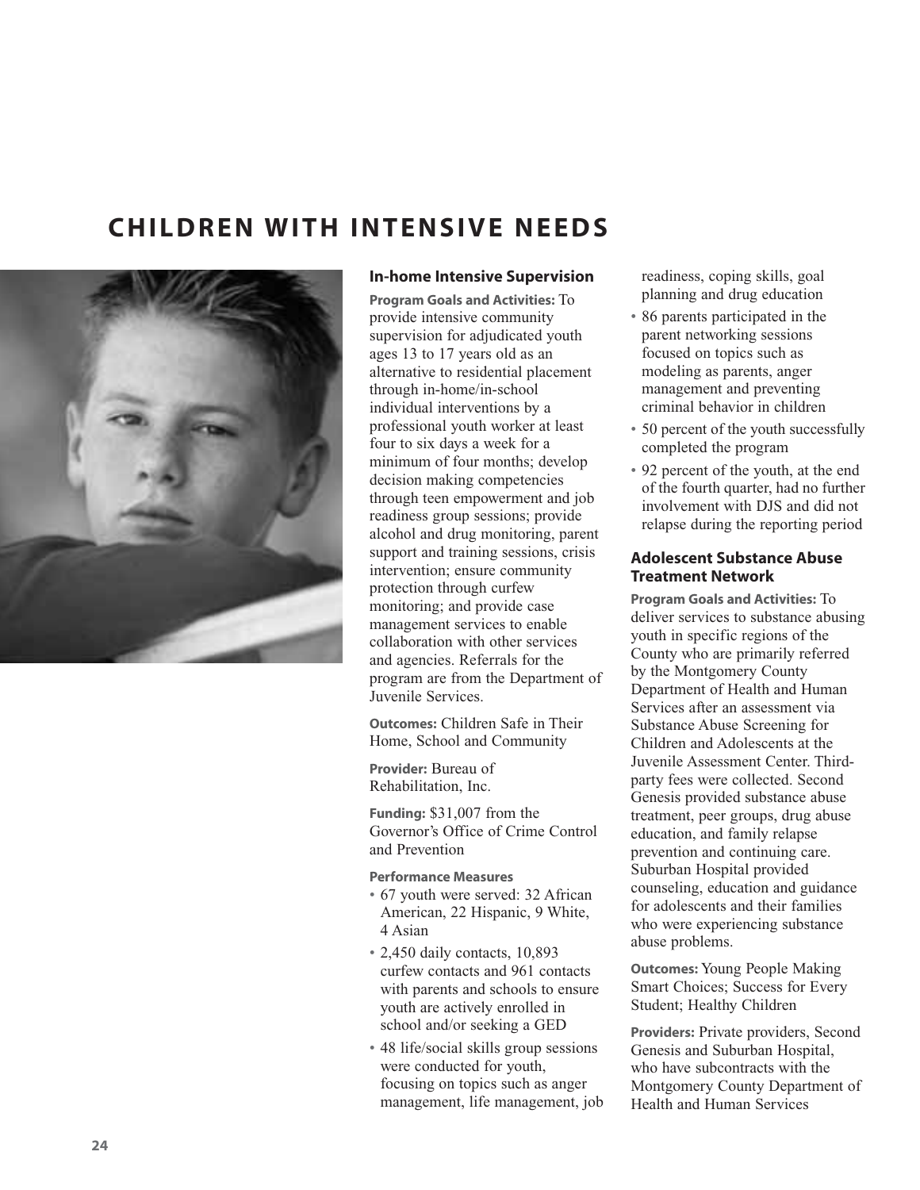# CHILDREN WITH INTENSIVE NEEDS

### In-home Intensive Supervision

**Program Goals and Activities:** To provide intensive community supervision for adjudicated youth ages 13 to 17 years old as an alternative to residential placement through in-home/in-school individual interventions by a professional youth worker at least four to six days a week for a minimum of four months; develop decision making competencies through teen empowerment and job readiness group sessions; provide alcohol and drug monitoring, parent support and training sessions, crisis intervention; ensure community protection through curfew monitoring; and provide case management services to enable collaboration with other services and agencies. Referrals for the program are from the Department of Juvenile Services.

**Outcomes:** Children Safe in Their Home, School and Community

**Provider:** Bureau of Rehabilitation, Inc.

**Funding:** $31,007 from the Governor's Office of Crime Control and Prevention

**Performance Measures**

- 67 youth were served: 32 African American, 22 Hispanic, 9 White, 4 Asian
- 2,450 daily contacts, 10,893 curfew contacts and 961 contacts with parents and schools to ensure youth are actively enrolled in school and/or seeking a GED
- 48 life/social skills group sessions were conducted for youth, focusing on topics such as anger management, life management, job readiness, coping skills, goal planning and drug education
- 86 parents participated in the parent networking sessions focused on topics such as modeling as parents, anger management and preventing criminal behavior in children
- 50 percent of the youth successfully completed the program
- 92 percent of the youth, at the end of the fourth quarter, had no further involvement with DJS and did not relapse during the reporting period

### Adolescent Substance Abuse Treatment Network

**Program Goals and Activities:** To deliver services to substance abusing youth in specific regions of the County who are primarily referred by the Montgomery County Department of Health and Human Services after an assessment via Substance Abuse Screening for Children and Adolescents at the Juvenile Assessment Center. Third-party fees were collected. Second Genesis provided substance abuse treatment, peer groups, drug abuse education, and family relapse prevention and continuing care. Suburban Hospital provided counseling, education and guidance for adolescents and their families who were experiencing substance abuse problems.

**Outcomes:** Young People Making Smart Choices; Success for Every Student; Healthy Children

**Providers:** Private providers, Second Genesis and Suburban Hospital, who have subcontracts with the Montgomery County Department of Health and Human Services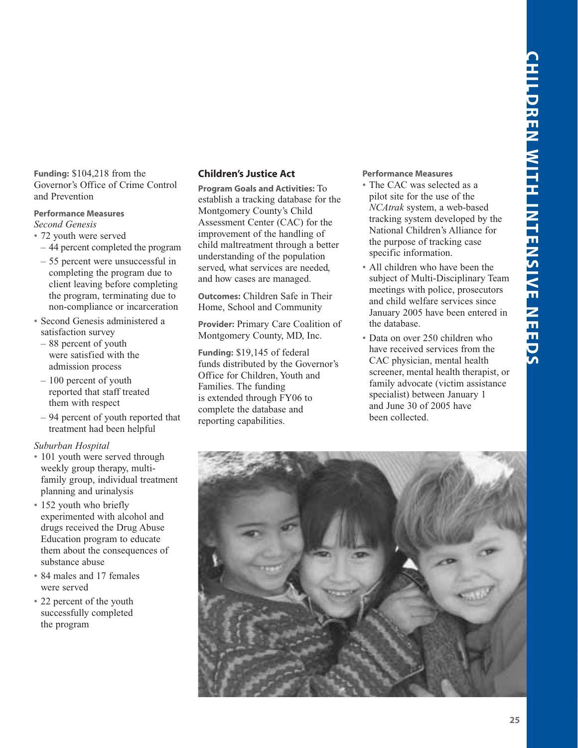**Funding:** $104,218 from the Governor's Office of Crime Control and Prevention

**Performance Measures**

*Second Genesis*

- 72 youth were served
  - 44 percent completed the program
  - 55 percent were unsuccessful in completing the program due to client leaving before completing the program, terminating due to non-compliance or incarceration
- Second Genesis administered a satisfaction survey
  - 88 percent of youth were satisfied with the admission process
  - 100 percent of youth reported that staff treated them with respect
  - 94 percent of youth reported that treatment had been helpful

*Suburban Hospital*

- 101 youth were served through weekly group therapy, multi-family group, individual treatment planning and urinalysis
- 152 youth who briefly experimented with alcohol and drugs received the Drug Abuse Education program to educate them about the consequences of substance abuse
- 84 males and 17 females were served
- 22 percent of the youth successfully completed the program

## Children's Justice Act

**Program Goals and Activities:** To establish a tracking database for the Montgomery County's Child Assessment Center (CAC) for the improvement of the handling of child maltreatment through a better understanding of the population served, what services are needed, and how cases are managed.

**Outcomes:** Children Safe in Their Home, School and Community

**Provider:** Primary Care Coalition of Montgomery County, MD, Inc.

**Funding:** $19,145 of federal funds distributed by the Governor's Office for Children, Youth and Families. The funding is extended through FY06 to complete the database and reporting capabilities.

**Performance Measures**

- The CAC was selected as a pilot site for the use of the *NCAtrak* system, a web-based tracking system developed by the National Children's Alliance for the purpose of tracking case specific information.
- All children who have been the subject of Multi-Disciplinary Team meetings with police, prosecutors and child welfare services since January 2005 have been entered in the database.
- Data on over 250 children who have received services from the CAC physician, mental health screener, mental health therapist, or family advocate (victim assistance specialist) between January 1 and June 30 of 2005 have been collected.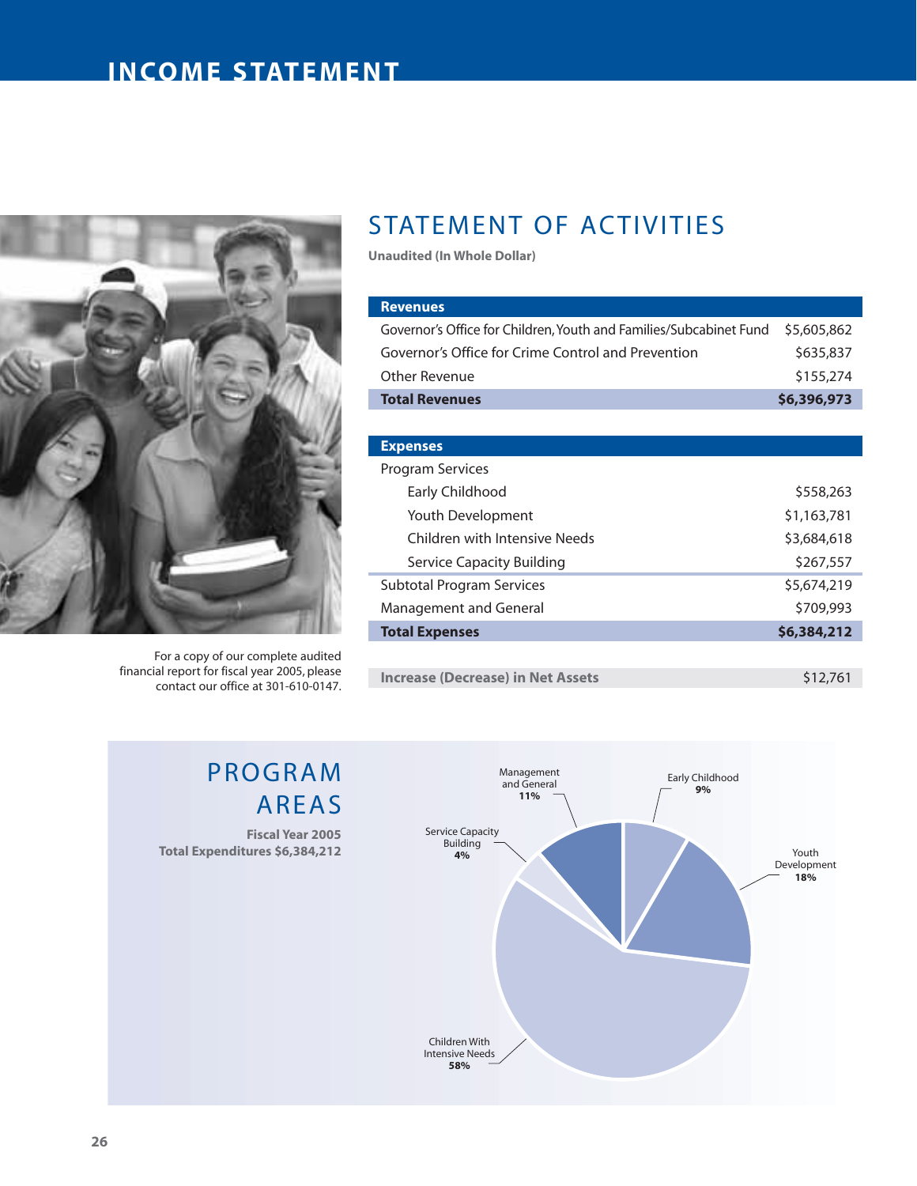# INCOME STATEMENT

## STATEMENT OF ACTIVITIES

**Unaudited (In Whole Dollar)**

| **Revenues** | |
|---|---|
| Governor's Office for Children, Youth and Families/Subcabinet Fund | $5,605,862 |
| Governor's Office for Crime Control and Prevention | $635,837 |
| Other Revenue | $155,274 |
| **Total Revenues** | **$6,396,973** |

| **Expenses** | |
|---|---|
| Program Services | |
| Early Childhood | $558,263 |
| Youth Development | $1,163,781 |
| Children with Intensive Needs | $3,684,618 |
| Service Capacity Building | $267,557 |
| Subtotal Program Services | $5,674,219 |
| Management and General | $709,993 |
| **Total Expenses** | **$6,384,212** |

| **Increase (Decrease) in Net Assets** | $12,761 |
|---|---|

For a copy of our complete audited financial report for fiscal year 2005, please contact our office at 301-610-0147.

## PROGRAM AREAS

**Fiscal Year 2005**
**Total Expenditures $6,384,212**

| Program Area | Percentage |
|---|---|
| Management and General | 11% |
| Early Childhood | 9% |
| Youth Development | 18% |
| Children With Intensive Needs | 58% |
| Service Capacity Building | 4% |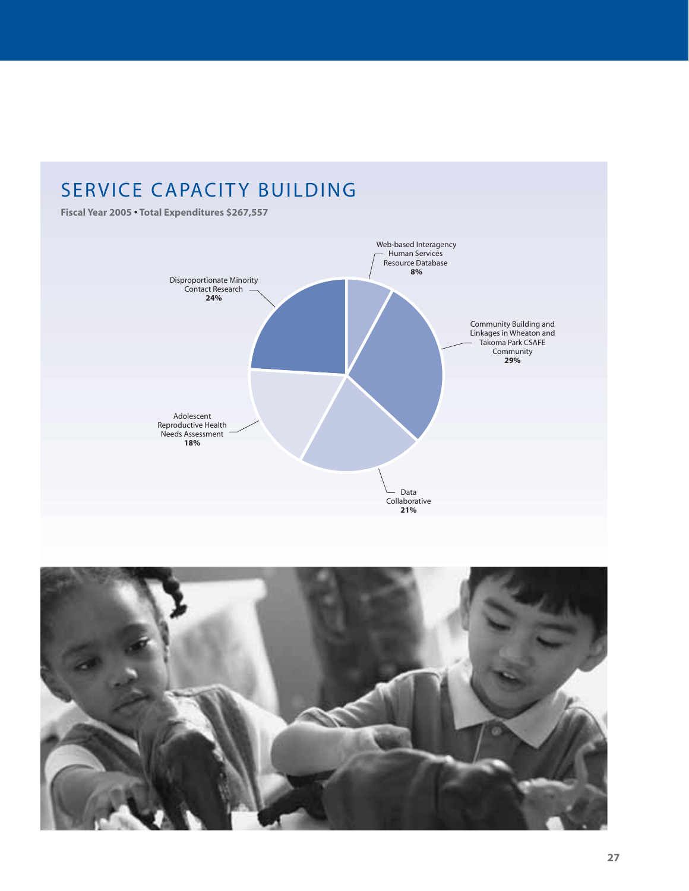# SERVICE CAPACITY BUILDING

**Fiscal Year 2005 • Total Expenditures $267,557**

Web-based Interagency Human Services Resource Database **8%**

Community Building and Linkages in Wheaton and Takoma Park CSAFE Community **29%**

Data Collaborative **21%**

Adolescent Reproductive Health Needs Assessment **18%**

Disproportionate Minority Contact Research **24%**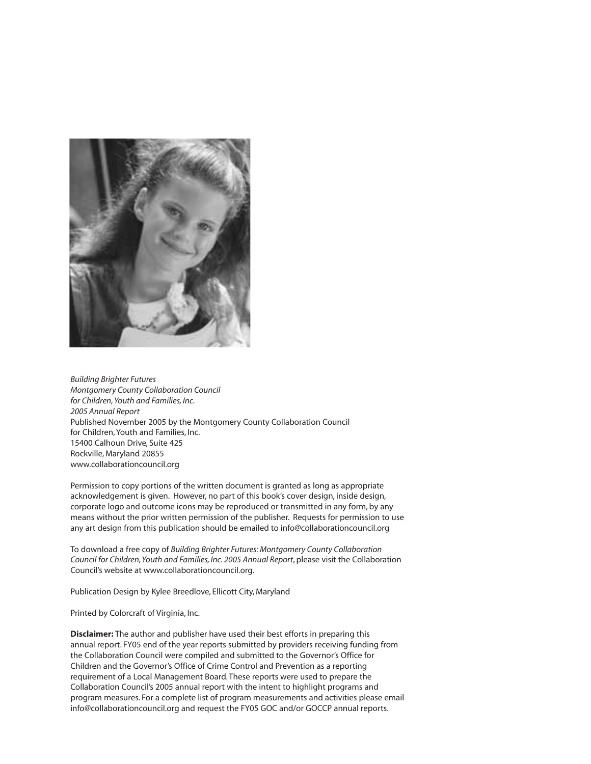*Building Brighter Futures*
*Montgomery County Collaboration Council*
*for Children, Youth and Families, Inc.*
*2005 Annual Report*
Published November 2005 by the Montgomery County Collaboration Council
for Children, Youth and Families, Inc.
15400 Calhoun Drive, Suite 425
Rockville, Maryland 20855
www.collaborationcouncil.org

Permission to copy portions of the written document is granted as long as appropriate acknowledgement is given. However, no part of this book's cover design, inside design, corporate logo and outcome icons may be reproduced or transmitted in any form, by any means without the prior written permission of the publisher. Requests for permission to use any art design from this publication should be emailed to info@collaborationcouncil.org

To download a free copy of *Building Brighter Futures: Montgomery County Collaboration Council for Children, Youth and Families, Inc. 2005 Annual Report*, please visit the Collaboration Council's website at www.collaborationcouncil.org.

Publication Design by Kylee Breedlove, Ellicott City, Maryland

Printed by Colorcraft of Virginia, Inc.

**Disclaimer:** The author and publisher have used their best efforts in preparing this annual report. FY05 end of the year reports submitted by providers receiving funding from the Collaboration Council were compiled and submitted to the Governor's Office for Children and the Governor's Office of Crime Control and Prevention as a reporting requirement of a Local Management Board. These reports were used to prepare the Collaboration Council's 2005 annual report with the intent to highlight programs and program measures. For a complete list of program measurements and activities please email info@collaborationcouncil.org and request the FY05 GOC and/or GOCCP annual reports.